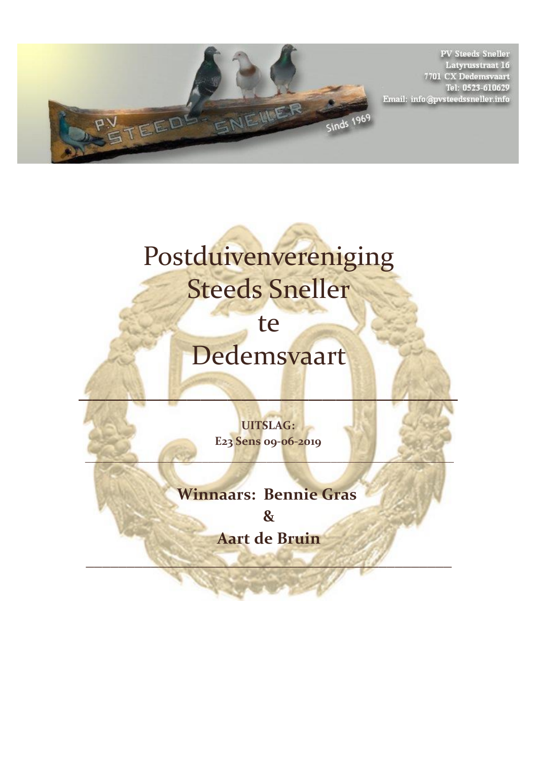PV Steeds Sneller
Latyrusstraat 16
7701 CX Dedemsvaart
Tel: 0523-610629
Email: info@pvsteedssneller.info

# Postduivenvereniging Steeds Sneller te Dedemsvaart

---

**UITSLAG:**
**E23 Sens 09-06-2019**

---

## Winnaars: Bennie Gras & Aart de Bruin

---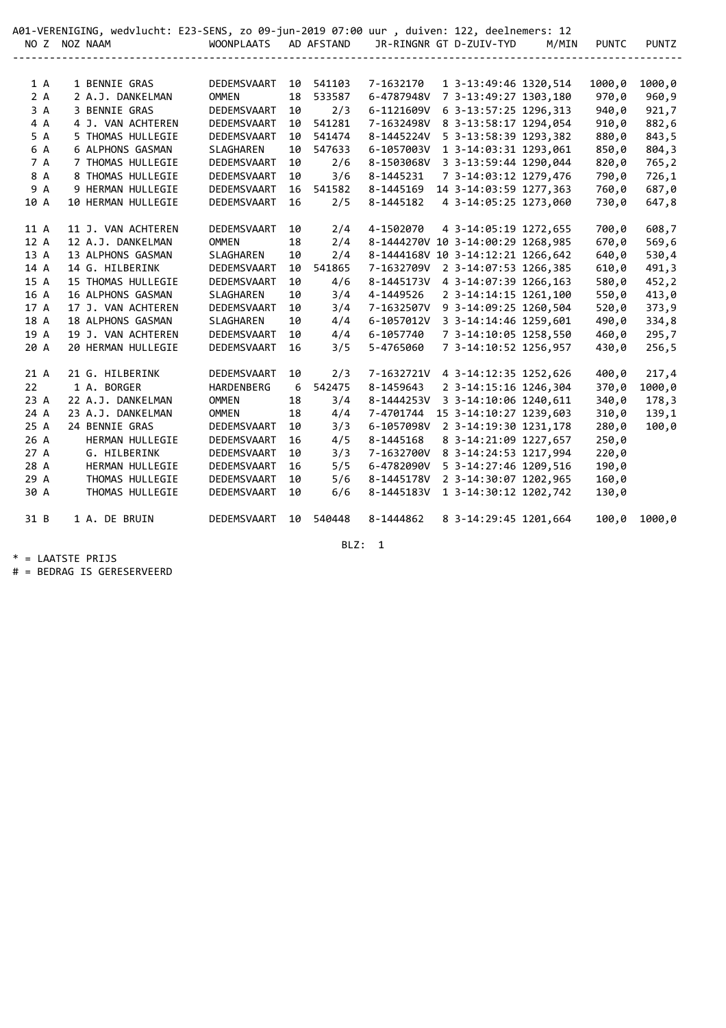A01-VERENIGING, wedvlucht: E23-SENS, zo 09-jun-2019 07:00 uur , duiven: 122, deelnemers: 12

| NO | Z | NOZ | NAAM | WOONPLAATS | AD | AFSTAND | JR-RINGNR | GT | D-ZUIV-TYD | M/MIN | PUNTC | PUNTZ |
|---|---|---|---|---|---|---|---|---|---|---|---|---|
| 1 | A | 1 | BENNIE GRAS | DEDEMSVAART | 10 | 541103 | 7-1632170 | 1 | 3-13:49:46 | 1320,514 | 1000,0 | 1000,0 |
| 2 | A | 2 | A.J. DANKELMAN | OMMEN | 18 | 533587 | 6-4787948V | 7 | 3-13:49:27 | 1303,180 | 970,0 | 960,9 |
| 3 | A | 3 | BENNIE GRAS | DEDEMSVAART | 10 | 2/3 | 6-1121609V | 6 | 3-13:57:25 | 1296,313 | 940,0 | 921,7 |
| 4 | A | 4 | J. VAN ACHTEREN | DEDEMSVAART | 10 | 541281 | 7-1632498V | 8 | 3-13:58:17 | 1294,054 | 910,0 | 882,6 |
| 5 | A | 5 | THOMAS HULLEGIE | DEDEMSVAART | 10 | 541474 | 8-1445224V | 5 | 3-13:58:39 | 1293,382 | 880,0 | 843,5 |
| 6 | A | 6 | ALPHONS GASMAN | SLAGHAREN | 10 | 547633 | 6-1057003V | 1 | 3-14:03:31 | 1293,061 | 850,0 | 804,3 |
| 7 | A | 7 | THOMAS HULLEGIE | DEDEMSVAART | 10 | 2/6 | 8-1503068V | 3 | 3-13:59:44 | 1290,044 | 820,0 | 765,2 |
| 8 | A | 8 | THOMAS HULLEGIE | DEDEMSVAART | 10 | 3/6 | 8-1445231 | 7 | 3-14:03:12 | 1279,476 | 790,0 | 726,1 |
| 9 | A | 9 | HERMAN HULLEGIE | DEDEMSVAART | 16 | 541582 | 8-1445169 | 14 | 3-14:03:59 | 1277,363 | 760,0 | 687,0 |
| 10 | A | 10 | HERMAN HULLEGIE | DEDEMSVAART | 16 | 2/5 | 8-1445182 | 4 | 3-14:05:25 | 1273,060 | 730,0 | 647,8 |
| 11 | A | 11 | J. VAN ACHTEREN | DEDEMSVAART | 10 | 2/4 | 4-1502070 | 4 | 3-14:05:19 | 1272,655 | 700,0 | 608,7 |
| 12 | A | 12 | A.J. DANKELMAN | OMMEN | 18 | 2/4 | 8-1444270V | 10 | 3-14:00:29 | 1268,985 | 670,0 | 569,6 |
| 13 | A | 13 | ALPHONS GASMAN | SLAGHAREN | 10 | 2/4 | 8-1444168V | 10 | 3-14:12:21 | 1266,642 | 640,0 | 530,4 |
| 14 | A | 14 | G. HILBERINK | DEDEMSVAART | 10 | 541865 | 7-1632709V | 2 | 3-14:07:53 | 1266,385 | 610,0 | 491,3 |
| 15 | A | 15 | THOMAS HULLEGIE | DEDEMSVAART | 10 | 4/6 | 8-1445173V | 4 | 3-14:07:39 | 1266,163 | 580,0 | 452,2 |
| 16 | A | 16 | ALPHONS GASMAN | SLAGHAREN | 10 | 3/4 | 4-1449526 | 2 | 3-14:14:15 | 1261,100 | 550,0 | 413,0 |
| 17 | A | 17 | J. VAN ACHTEREN | DEDEMSVAART | 10 | 3/4 | 7-1632507V | 9 | 3-14:09:25 | 1260,504 | 520,0 | 373,9 |
| 18 | A | 18 | ALPHONS GASMAN | SLAGHAREN | 10 | 4/4 | 6-1057012V | 3 | 3-14:14:46 | 1259,601 | 490,0 | 334,8 |
| 19 | A | 19 | J. VAN ACHTEREN | DEDEMSVAART | 10 | 4/4 | 6-1057740 | 7 | 3-14:10:05 | 1258,550 | 460,0 | 295,7 |
| 20 | A | 20 | HERMAN HULLEGIE | DEDEMSVAART | 16 | 3/5 | 5-4765060 | 7 | 3-14:10:52 | 1256,957 | 430,0 | 256,5 |
| 21 | A | 21 | G. HILBERINK | DEDEMSVAART | 10 | 2/3 | 7-1632721V | 4 | 3-14:12:35 | 1252,626 | 400,0 | 217,4 |
| 22 | | 1 | A. BORGER | HARDENBERG | 6 | 542475 | 8-1459643 | 2 | 3-14:15:16 | 1246,304 | 370,0 | 1000,0 |
| 23 | A | 22 | A.J. DANKELMAN | OMMEN | 18 | 3/4 | 8-1444253V | 3 | 3-14:10:06 | 1240,611 | 340,0 | 178,3 |
| 24 | A | 23 | A.J. DANKELMAN | OMMEN | 18 | 4/4 | 7-4701744 | 15 | 3-14:10:27 | 1239,603 | 310,0 | 139,1 |
| 25 | A | 24 | BENNIE GRAS | DEDEMSVAART | 10 | 3/3 | 6-1057098V | 2 | 3-14:19:30 | 1231,178 | 280,0 | 100,0 |
| 26 | A | | HERMAN HULLEGIE | DEDEMSVAART | 16 | 4/5 | 8-1445168 | 8 | 3-14:21:09 | 1227,657 | 250,0 | |
| 27 | A | | G. HILBERINK | DEDEMSVAART | 10 | 3/3 | 7-1632700V | 8 | 3-14:24:53 | 1217,994 | 220,0 | |
| 28 | A | | HERMAN HULLEGIE | DEDEMSVAART | 16 | 5/5 | 6-4782090V | 5 | 3-14:27:46 | 1209,516 | 190,0 | |
| 29 | A | | THOMAS HULLEGIE | DEDEMSVAART | 10 | 5/6 | 8-1445178V | 2 | 3-14:30:07 | 1202,965 | 160,0 | |
| 30 | A | | THOMAS HULLEGIE | DEDEMSVAART | 10 | 6/6 | 8-1445183V | 1 | 3-14:30:12 | 1202,742 | 130,0 | |
| 31 | B | 1 | A. DE BRUIN | DEDEMSVAART | 10 | 540448 | 8-1444862 | 8 | 3-14:29:45 | 1201,664 | 100,0 | 1000,0 |

BLZ: 1

* = LAATSTE PRIJS
# = BEDRAG IS GERESERVEERD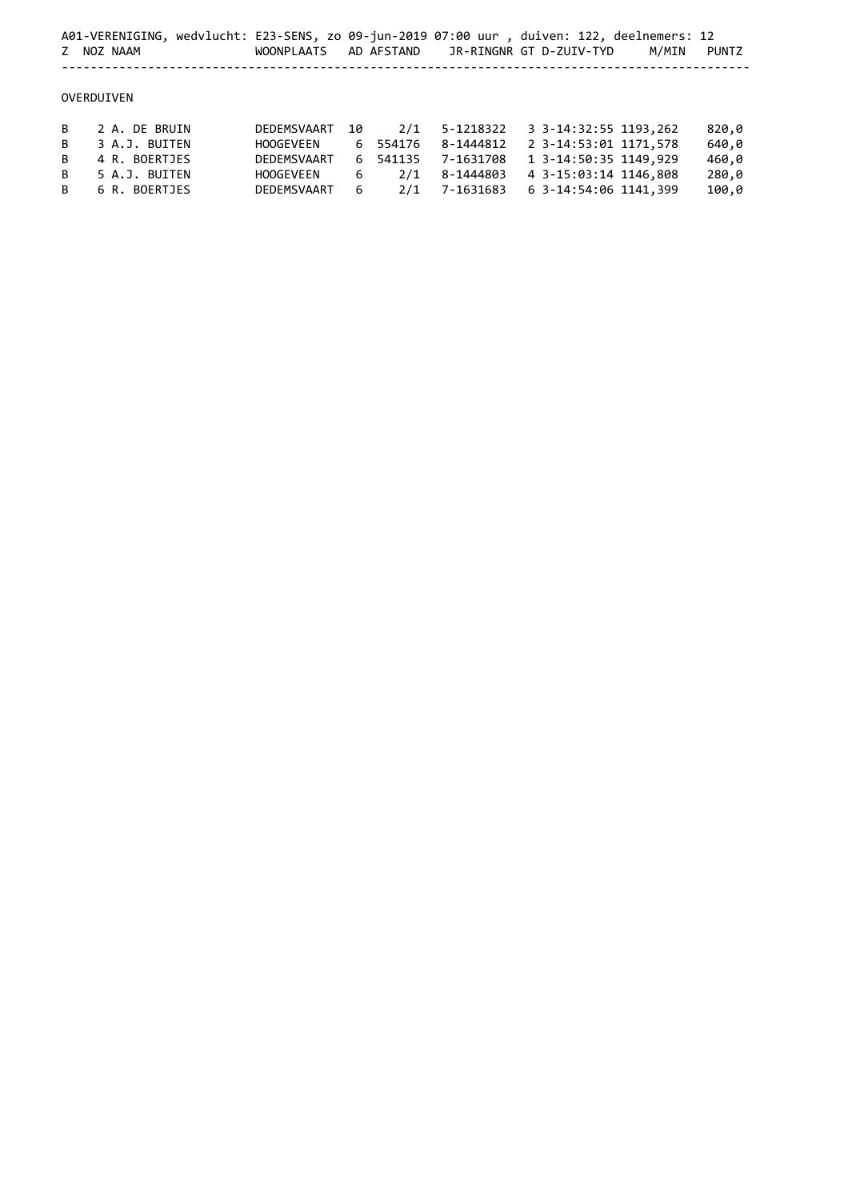A01-VERENIGING, wedvlucht: E23-SENS, zo 09-jun-2019 07:00 uur , duiven: 122, deelnemers: 12

OVERDUIVEN

| Z | NOZ | NAAM | WOONPLAATS | AD | AFSTAND | JR-RINGNR | GT | D-ZUIV-TYD | M/MIN | PUNTZ |
|---|---|---|---|---|---|---|---|---|---|---|
| B | 2 | A. DE BRUIN | DEDEMSVAART | 10 | 2/1 | 5-1218322 | 3 | 3-14:32:55 | 1193,262 | 820,0 |
| B | 3 | A.J. BUITEN | HOOGEVEEN | 6 | 554176 | 8-1444812 | 2 | 3-14:53:01 | 1171,578 | 640,0 |
| B | 4 | R. BOERTJES | DEDEMSVAART | 6 | 541135 | 7-1631708 | 1 | 3-14:50:35 | 1149,929 | 460,0 |
| B | 5 | A.J. BUITEN | HOOGEVEEN | 6 | 2/1 | 8-1444803 | 4 | 3-15:03:14 | 1146,808 | 280,0 |
| B | 6 | R. BOERTJES | DEDEMSVAART | 6 | 2/1 | 7-1631683 | 6 | 3-14:54:06 | 1141,399 | 100,0 |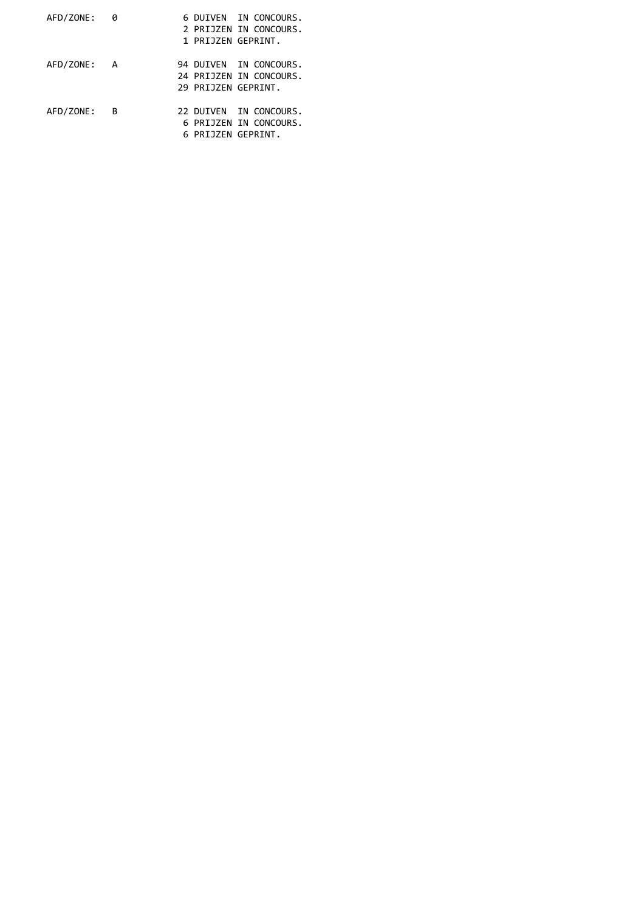AFD/ZONE: 0

6 DUIVEN IN CONCOURS.
2 PRIJZEN IN CONCOURS.
1 PRIJZEN GEPRINT.

AFD/ZONE: A

94 DUIVEN IN CONCOURS.
24 PRIJZEN IN CONCOURS.
29 PRIJZEN GEPRINT.

AFD/ZONE: B

22 DUIVEN IN CONCOURS.
6 PRIJZEN IN CONCOURS.
6 PRIJZEN GEPRINT.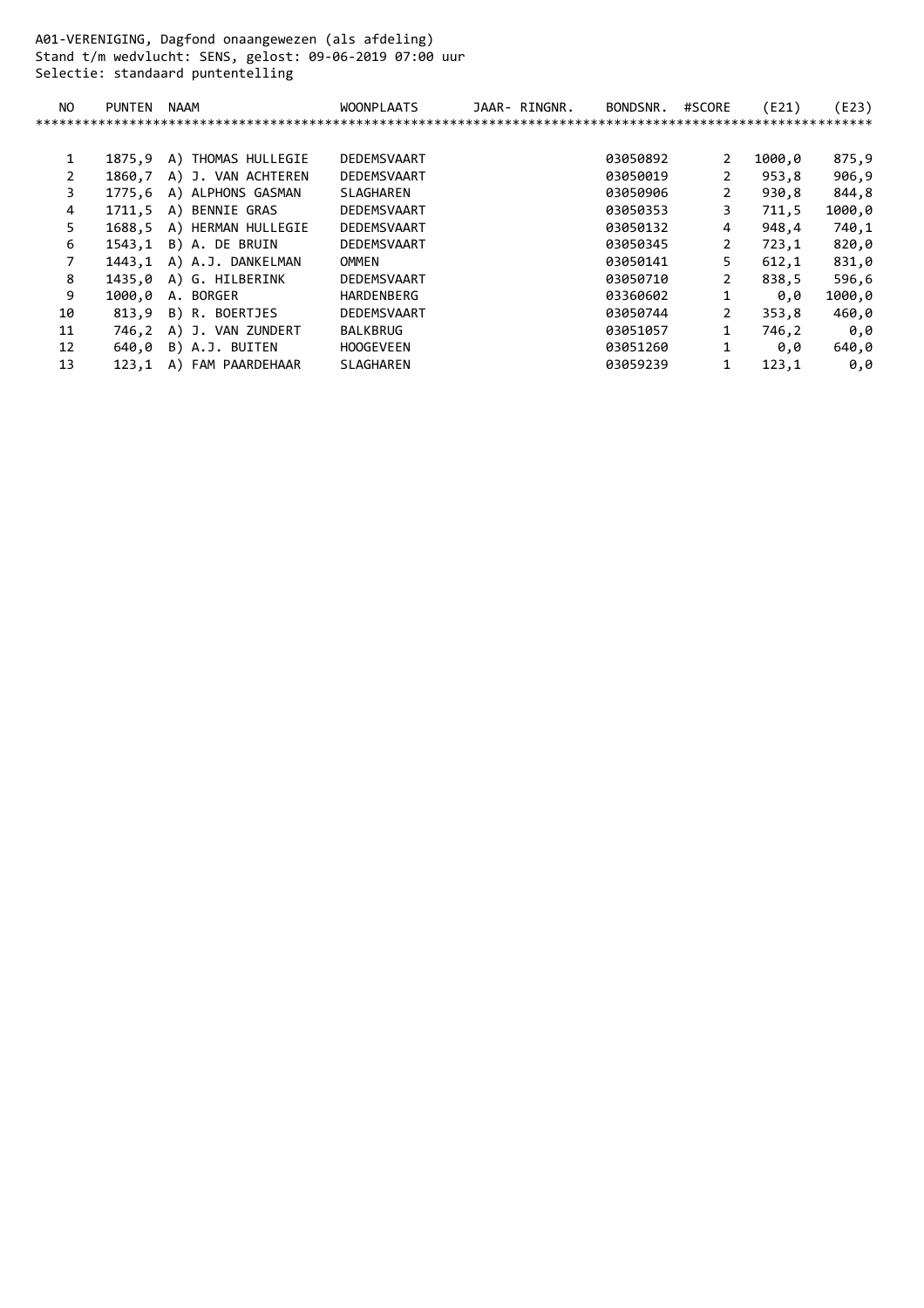A01-VERENIGING, Dagfond onaangewezen (als afdeling)
Stand t/m wedvlucht: SENS, gelost: 09-06-2019 07:00 uur
Selectie: standaard puntentelling

| NO | PUNTEN | NAAM | WOONPLAATS | JAAR- RINGNR. | BONDSNR. | #SCORE | (E21) | (E23) |
|---|---|---|---|---|---|---|---|---|
| 1 | 1875,9 | A) THOMAS HULLEGIE | DEDEMSVAART | | 03050892 | 2 | 1000,0 | 875,9 |
| 2 | 1860,7 | A) J. VAN ACHTEREN | DEDEMSVAART | | 03050019 | 2 | 953,8 | 906,9 |
| 3 | 1775,6 | A) ALPHONS GASMAN | SLAGHAREN | | 03050906 | 2 | 930,8 | 844,8 |
| 4 | 1711,5 | A) BENNIE GRAS | DEDEMSVAART | | 03050353 | 3 | 711,5 | 1000,0 |
| 5 | 1688,5 | A) HERMAN HULLEGIE | DEDEMSVAART | | 03050132 | 4 | 948,4 | 740,1 |
| 6 | 1543,1 | B) A. DE BRUIN | DEDEMSVAART | | 03050345 | 2 | 723,1 | 820,0 |
| 7 | 1443,1 | A) A.J. DANKELMAN | OMMEN | | 03050141 | 5 | 612,1 | 831,0 |
| 8 | 1435,0 | A) G. HILBERINK | DEDEMSVAART | | 03050710 | 2 | 838,5 | 596,6 |
| 9 | 1000,0 | A. BORGER | HARDENBERG | | 03360602 | 1 | 0,0 | 1000,0 |
| 10 | 813,9 | B) R. BOERTJES | DEDEMSVAART | | 03050744 | 2 | 353,8 | 460,0 |
| 11 | 746,2 | A) J. VAN ZUNDERT | BALKBRUG | | 03051057 | 1 | 746,2 | 0,0 |
| 12 | 640,0 | B) A.J. BUITEN | HOOGEVEEN | | 03051260 | 1 | 0,0 | 640,0 |
| 13 | 123,1 | A) FAM PAARDEHAAR | SLAGHAREN | | 03059239 | 1 | 123,1 | 0,0 |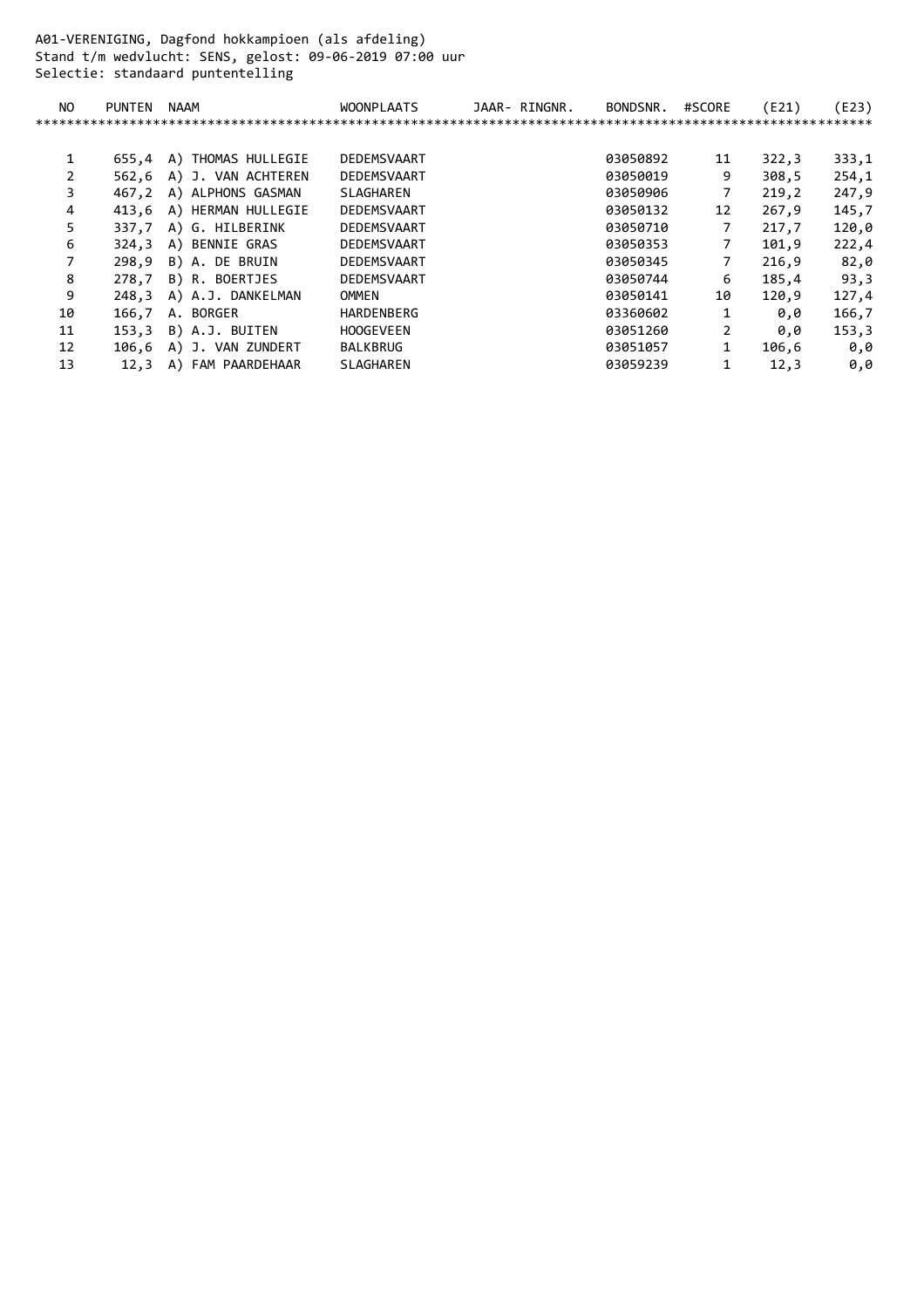A01-VERENIGING, Dagfond hokkampioen (als afdeling)
Stand t/m wedvlucht: SENS, gelost: 09-06-2019 07:00 uur
Selectie: standaard puntentelling

| NO | PUNTEN | NAAM | WOONPLAATS | JAAR- RINGNR. | BONDSNR. | #SCORE | (E21) | (E23) |
|---|---|---|---|---|---|---|---|---|
| 1 | 655,4 | A) THOMAS HULLEGIE | DEDEMSVAART | | 03050892 | 11 | 322,3 | 333,1 |
| 2 | 562,6 | A) J. VAN ACHTEREN | DEDEMSVAART | | 03050019 | 9 | 308,5 | 254,1 |
| 3 | 467,2 | A) ALPHONS GASMAN | SLAGHAREN | | 03050906 | 7 | 219,2 | 247,9 |
| 4 | 413,6 | A) HERMAN HULLEGIE | DEDEMSVAART | | 03050132 | 12 | 267,9 | 145,7 |
| 5 | 337,7 | A) G. HILBERINK | DEDEMSVAART | | 03050710 | 7 | 217,7 | 120,0 |
| 6 | 324,3 | A) BENNIE GRAS | DEDEMSVAART | | 03050353 | 7 | 101,9 | 222,4 |
| 7 | 298,9 | B) A. DE BRUIN | DEDEMSVAART | | 03050345 | 7 | 216,9 | 82,0 |
| 8 | 278,7 | B) R. BOERTJES | DEDEMSVAART | | 03050744 | 6 | 185,4 | 93,3 |
| 9 | 248,3 | A) A.J. DANKELMAN | OMMEN | | 03050141 | 10 | 120,9 | 127,4 |
| 10 | 166,7 | A. BORGER | HARDENBERG | | 03360602 | 1 | 0,0 | 166,7 |
| 11 | 153,3 | B) A.J. BUITEN | HOOGEVEEN | | 03051260 | 2 | 0,0 | 153,3 |
| 12 | 106,6 | A) J. VAN ZUNDERT | BALKBRUG | | 03051057 | 1 | 106,6 | 0,0 |
| 13 | 12,3 | A) FAM PAARDEHAAR | SLAGHAREN | | 03059239 | 1 | 12,3 | 0,0 |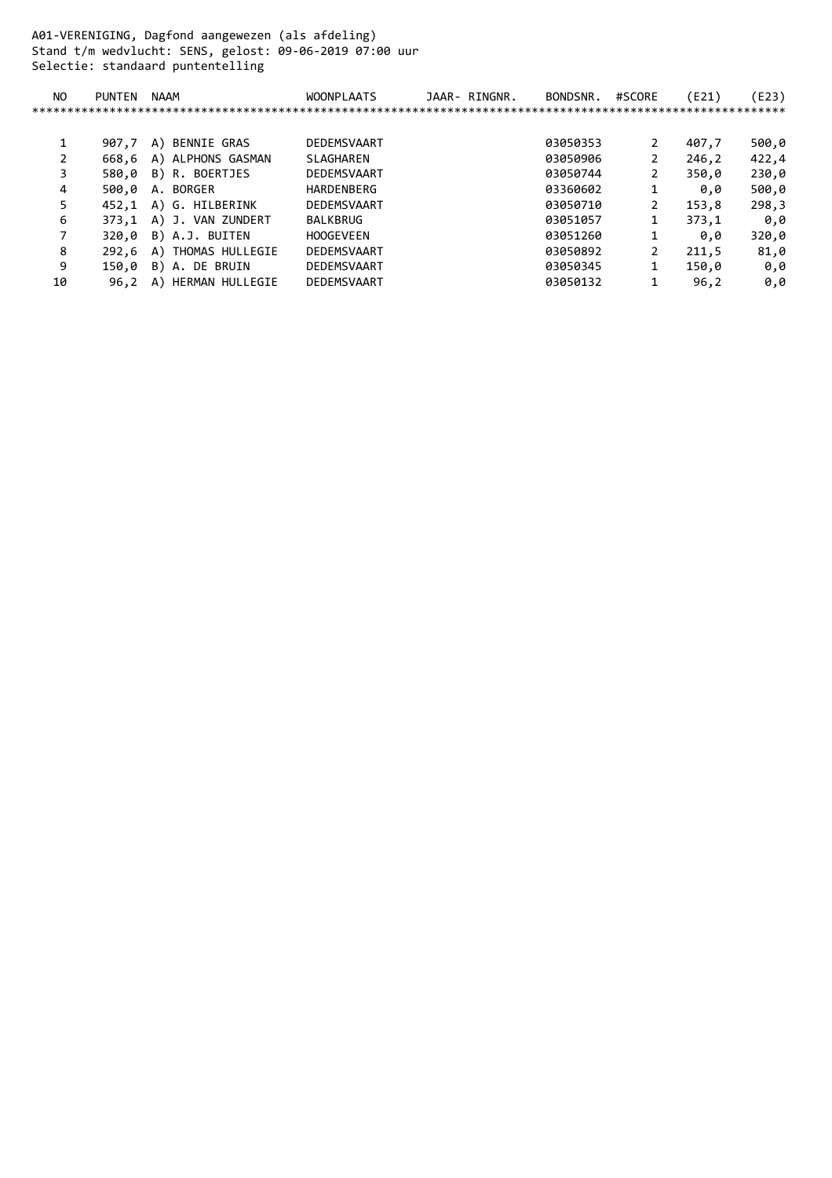A01-VERENIGING, Dagfond aangewezen (als afdeling)
Stand t/m wedvlucht: SENS, gelost: 09-06-2019 07:00 uur
Selectie: standaard puntentelling

| NO | PUNTEN | NAAM | WOONPLAATS | JAAR- RINGNR. | BONDSNR. | #SCORE | (E21) | (E23) |
|---|---|---|---|---|---|---|---|---|
| 1 | 907,7 | A) BENNIE GRAS | DEDEMSVAART | | 03050353 | 2 | 407,7 | 500,0 |
| 2 | 668,6 | A) ALPHONS GASMAN | SLAGHAREN | | 03050906 | 2 | 246,2 | 422,4 |
| 3 | 580,0 | B) R. BOERTJES | DEDEMSVAART | | 03050744 | 2 | 350,0 | 230,0 |
| 4 | 500,0 | A. BORGER | HARDENBERG | | 03360602 | 1 | 0,0 | 500,0 |
| 5 | 452,1 | A) G. HILBERINK | DEDEMSVAART | | 03050710 | 2 | 153,8 | 298,3 |
| 6 | 373,1 | A) J. VAN ZUNDERT | BALKBRUG | | 03051057 | 1 | 373,1 | 0,0 |
| 7 | 320,0 | B) A.J. BUITEN | HOOGEVEEN | | 03051260 | 1 | 0,0 | 320,0 |
| 8 | 292,6 | A) THOMAS HULLEGIE | DEDEMSVAART | | 03050892 | 2 | 211,5 | 81,0 |
| 9 | 150,0 | B) A. DE BRUIN | DEDEMSVAART | | 03050345 | 1 | 150,0 | 0,0 |
| 10 | 96,2 | A) HERMAN HULLEGIE | DEDEMSVAART | | 03050132 | 1 | 96,2 | 0,0 |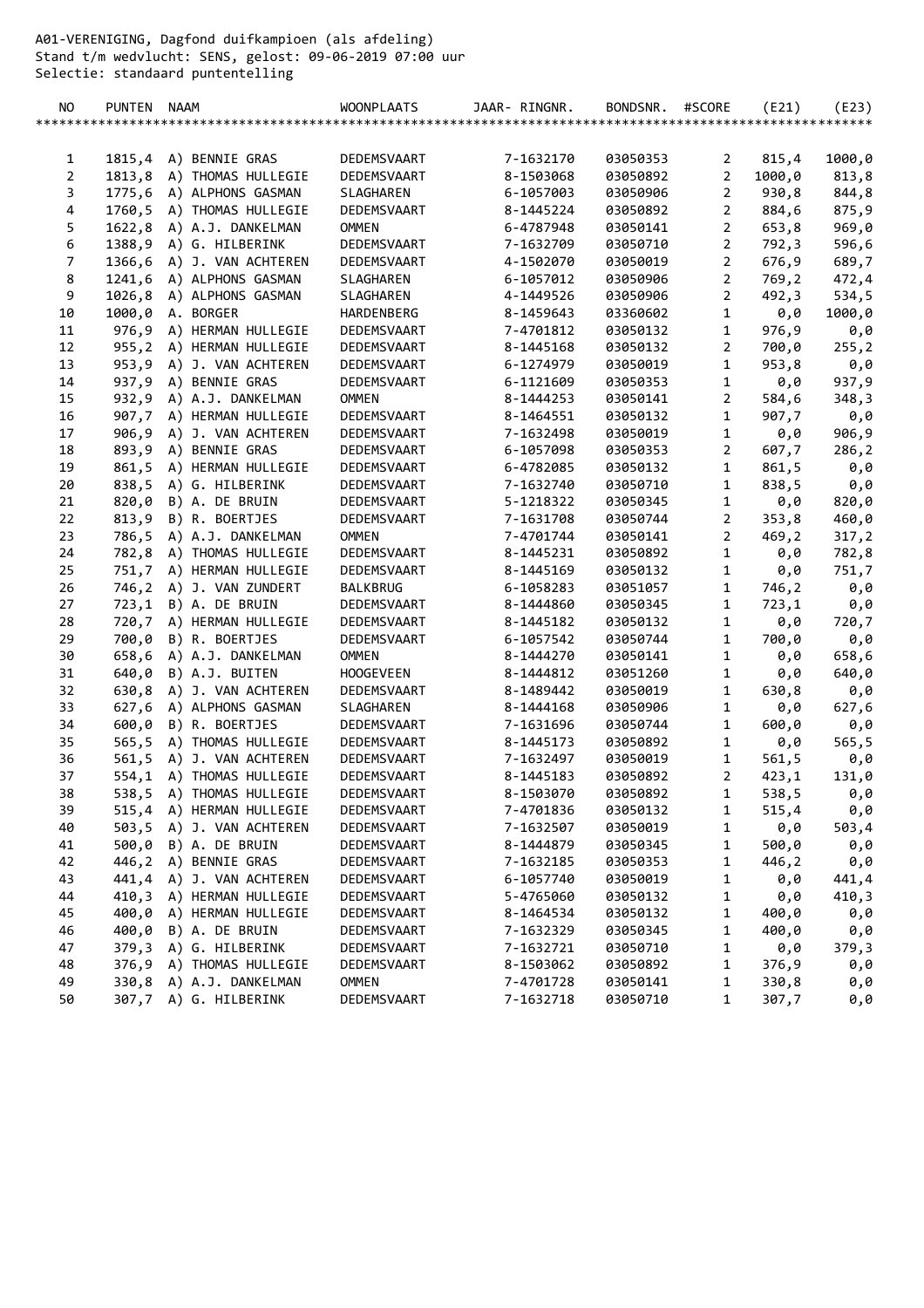A01-VERENIGING, Dagfond duifkampioen (als afdeling)
Stand t/m wedvlucht: SENS, gelost: 09-06-2019 07:00 uur
Selectie: standaard puntentelling

| NO | PUNTEN | NAAM | WOONPLAATS | JAAR- RINGNR. | BONDSNR. | #SCORE | (E21) | (E23) |
|---|---|---|---|---|---|---|---|---|
| 1 | 1815,4 | A) BENNIE GRAS | DEDEMSVAART | 7-1632170 | 03050353 | 2 | 815,4 | 1000,0 |
| 2 | 1813,8 | A) THOMAS HULLEGIE | DEDEMSVAART | 8-1503068 | 03050892 | 2 | 1000,0 | 813,8 |
| 3 | 1775,6 | A) ALPHONS GASMAN | SLAGHAREN | 6-1057003 | 03050906 | 2 | 930,8 | 844,8 |
| 4 | 1760,5 | A) THOMAS HULLEGIE | DEDEMSVAART | 8-1445224 | 03050892 | 2 | 884,6 | 875,9 |
| 5 | 1622,8 | A) A.J. DANKELMAN | OMMEN | 6-4787948 | 03050141 | 2 | 653,8 | 969,0 |
| 6 | 1388,9 | A) G. HILBERINK | DEDEMSVAART | 7-1632709 | 03050710 | 2 | 792,3 | 596,6 |
| 7 | 1366,6 | A) J. VAN ACHTEREN | DEDEMSVAART | 4-1502070 | 03050019 | 2 | 676,9 | 689,7 |
| 8 | 1241,6 | A) ALPHONS GASMAN | SLAGHAREN | 6-1057012 | 03050906 | 2 | 769,2 | 472,4 |
| 9 | 1026,8 | A) ALPHONS GASMAN | SLAGHAREN | 4-1449526 | 03050906 | 2 | 492,3 | 534,5 |
| 10 | 1000,0 | A. BORGER | HARDENBERG | 8-1459643 | 03360602 | 1 | 0,0 | 1000,0 |
| 11 | 976,9 | A) HERMAN HULLEGIE | DEDEMSVAART | 7-4701812 | 03050132 | 1 | 976,9 | 0,0 |
| 12 | 955,2 | A) HERMAN HULLEGIE | DEDEMSVAART | 8-1445168 | 03050132 | 2 | 700,0 | 255,2 |
| 13 | 953,9 | A) J. VAN ACHTEREN | DEDEMSVAART | 6-1274979 | 03050019 | 1 | 953,8 | 0,0 |
| 14 | 937,9 | A) BENNIE GRAS | DEDEMSVAART | 6-1121609 | 03050353 | 1 | 0,0 | 937,9 |
| 15 | 932,9 | A) A.J. DANKELMAN | OMMEN | 8-1444253 | 03050141 | 2 | 584,6 | 348,3 |
| 16 | 907,7 | A) HERMAN HULLEGIE | DEDEMSVAART | 8-1464551 | 03050132 | 1 | 907,7 | 0,0 |
| 17 | 906,9 | A) J. VAN ACHTEREN | DEDEMSVAART | 7-1632498 | 03050019 | 1 | 0,0 | 906,9 |
| 18 | 893,9 | A) BENNIE GRAS | DEDEMSVAART | 6-1057098 | 03050353 | 2 | 607,7 | 286,2 |
| 19 | 861,5 | A) HERMAN HULLEGIE | DEDEMSVAART | 6-4782085 | 03050132 | 1 | 861,5 | 0,0 |
| 20 | 838,5 | A) G. HILBERINK | DEDEMSVAART | 7-1632740 | 03050710 | 1 | 838,5 | 0,0 |
| 21 | 820,0 | B) A. DE BRUIN | DEDEMSVAART | 5-1218322 | 03050345 | 1 | 0,0 | 820,0 |
| 22 | 813,9 | B) R. BOERTJES | DEDEMSVAART | 7-1631708 | 03050744 | 2 | 353,8 | 460,0 |
| 23 | 786,5 | A) A.J. DANKELMAN | OMMEN | 7-4701744 | 03050141 | 2 | 469,2 | 317,2 |
| 24 | 782,8 | A) THOMAS HULLEGIE | DEDEMSVAART | 8-1445231 | 03050892 | 1 | 0,0 | 782,8 |
| 25 | 751,7 | A) HERMAN HULLEGIE | DEDEMSVAART | 8-1445169 | 03050132 | 1 | 0,0 | 751,7 |
| 26 | 746,2 | A) J. VAN ZUNDERT | BALKBRUG | 6-1058283 | 03051057 | 1 | 746,2 | 0,0 |
| 27 | 723,1 | B) A. DE BRUIN | DEDEMSVAART | 8-1444860 | 03050345 | 1 | 723,1 | 0,0 |
| 28 | 720,7 | A) HERMAN HULLEGIE | DEDEMSVAART | 8-1445182 | 03050132 | 1 | 0,0 | 720,7 |
| 29 | 700,0 | B) R. BOERTJES | DEDEMSVAART | 6-1057542 | 03050744 | 1 | 700,0 | 0,0 |
| 30 | 658,6 | A) A.J. DANKELMAN | OMMEN | 8-1444270 | 03050141 | 1 | 0,0 | 658,6 |
| 31 | 640,0 | B) A.J. BUITEN | HOOGEVEEN | 8-1444812 | 03051260 | 1 | 0,0 | 640,0 |
| 32 | 630,8 | A) J. VAN ACHTEREN | DEDEMSVAART | 8-1489442 | 03050019 | 1 | 630,8 | 0,0 |
| 33 | 627,6 | A) ALPHONS GASMAN | SLAGHAREN | 8-1444168 | 03050906 | 1 | 0,0 | 627,6 |
| 34 | 600,0 | B) R. BOERTJES | DEDEMSVAART | 7-1631696 | 03050744 | 1 | 600,0 | 0,0 |
| 35 | 565,5 | A) THOMAS HULLEGIE | DEDEMSVAART | 8-1445173 | 03050892 | 1 | 0,0 | 565,5 |
| 36 | 561,5 | A) J. VAN ACHTEREN | DEDEMSVAART | 7-1632497 | 03050019 | 1 | 561,5 | 0,0 |
| 37 | 554,1 | A) THOMAS HULLEGIE | DEDEMSVAART | 8-1445183 | 03050892 | 2 | 423,1 | 131,0 |
| 38 | 538,5 | A) THOMAS HULLEGIE | DEDEMSVAART | 8-1503070 | 03050892 | 1 | 538,5 | 0,0 |
| 39 | 515,4 | A) HERMAN HULLEGIE | DEDEMSVAART | 7-4701836 | 03050132 | 1 | 515,4 | 0,0 |
| 40 | 503,5 | A) J. VAN ACHTEREN | DEDEMSVAART | 7-1632507 | 03050019 | 1 | 0,0 | 503,4 |
| 41 | 500,0 | B) A. DE BRUIN | DEDEMSVAART | 8-1444879 | 03050345 | 1 | 500,0 | 0,0 |
| 42 | 446,2 | A) BENNIE GRAS | DEDEMSVAART | 7-1632185 | 03050353 | 1 | 446,2 | 0,0 |
| 43 | 441,4 | A) J. VAN ACHTEREN | DEDEMSVAART | 6-1057740 | 03050019 | 1 | 0,0 | 441,4 |
| 44 | 410,3 | A) HERMAN HULLEGIE | DEDEMSVAART | 5-4765060 | 03050132 | 1 | 0,0 | 410,3 |
| 45 | 400,0 | A) HERMAN HULLEGIE | DEDEMSVAART | 8-1464534 | 03050132 | 1 | 400,0 | 0,0 |
| 46 | 400,0 | B) A. DE BRUIN | DEDEMSVAART | 7-1632329 | 03050345 | 1 | 400,0 | 0,0 |
| 47 | 379,3 | A) G. HILBERINK | DEDEMSVAART | 7-1632721 | 03050710 | 1 | 0,0 | 379,3 |
| 48 | 376,9 | A) THOMAS HULLEGIE | DEDEMSVAART | 8-1503062 | 03050892 | 1 | 376,9 | 0,0 |
| 49 | 330,8 | A) A.J. DANKELMAN | OMMEN | 7-4701728 | 03050141 | 1 | 330,8 | 0,0 |
| 50 | 307,7 | A) G. HILBERINK | DEDEMSVAART | 7-1632718 | 03050710 | 1 | 307,7 | 0,0 |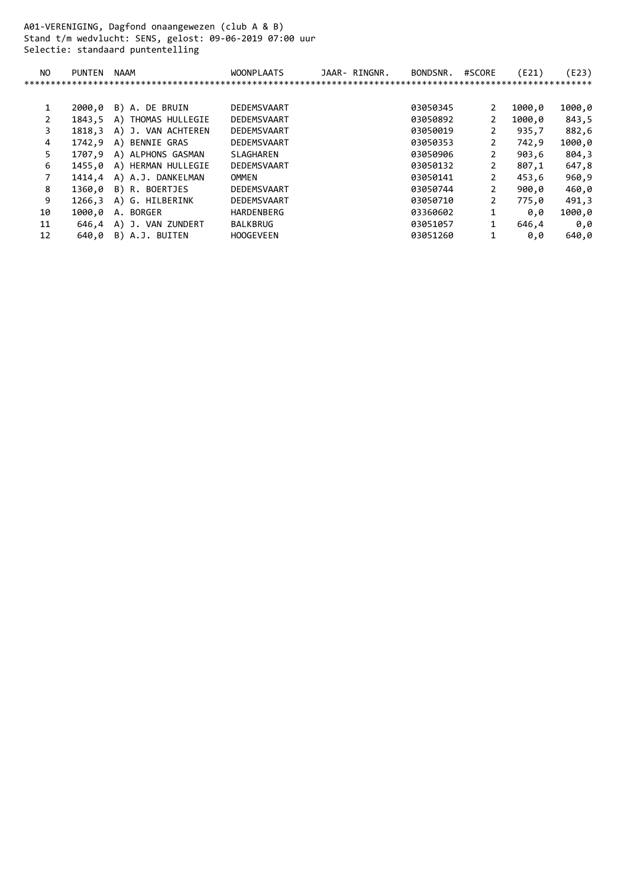A01-VERENIGING, Dagfond onaangewezen (club A & B)
Stand t/m wedvlucht: SENS, gelost: 09-06-2019 07:00 uur
Selectie: standaard puntentelling

| NO | PUNTEN | NAAM | WOONPLAATS | JAAR- RINGNR. | BONDSNR. | #SCORE | (E21) | (E23) |
|---|---|---|---|---|---|---|---|---|
| 1 | 2000,0 | B) A. DE BRUIN | DEDEMSVAART | | 03050345 | 2 | 1000,0 | 1000,0 |
| 2 | 1843,5 | A) THOMAS HULLEGIE | DEDEMSVAART | | 03050892 | 2 | 1000,0 | 843,5 |
| 3 | 1818,3 | A) J. VAN ACHTEREN | DEDEMSVAART | | 03050019 | 2 | 935,7 | 882,6 |
| 4 | 1742,9 | A) BENNIE GRAS | DEDEMSVAART | | 03050353 | 2 | 742,9 | 1000,0 |
| 5 | 1707,9 | A) ALPHONS GASMAN | SLAGHAREN | | 03050906 | 2 | 903,6 | 804,3 |
| 6 | 1455,0 | A) HERMAN HULLEGIE | DEDEMSVAART | | 03050132 | 2 | 807,1 | 647,8 |
| 7 | 1414,4 | A) A.J. DANKELMAN | OMMEN | | 03050141 | 2 | 453,6 | 960,9 |
| 8 | 1360,0 | B) R. BOERTJES | DEDEMSVAART | | 03050744 | 2 | 900,0 | 460,0 |
| 9 | 1266,3 | A) G. HILBERINK | DEDEMSVAART | | 03050710 | 2 | 775,0 | 491,3 |
| 10 | 1000,0 | A. BORGER | HARDENBERG | | 03360602 | 1 | 0,0 | 1000,0 |
| 11 | 646,4 | A) J. VAN ZUNDERT | BALKBRUG | | 03051057 | 1 | 646,4 | 0,0 |
| 12 | 640,0 | B) A.J. BUITEN | HOOGEVEEN | | 03051260 | 1 | 0,0 | 640,0 |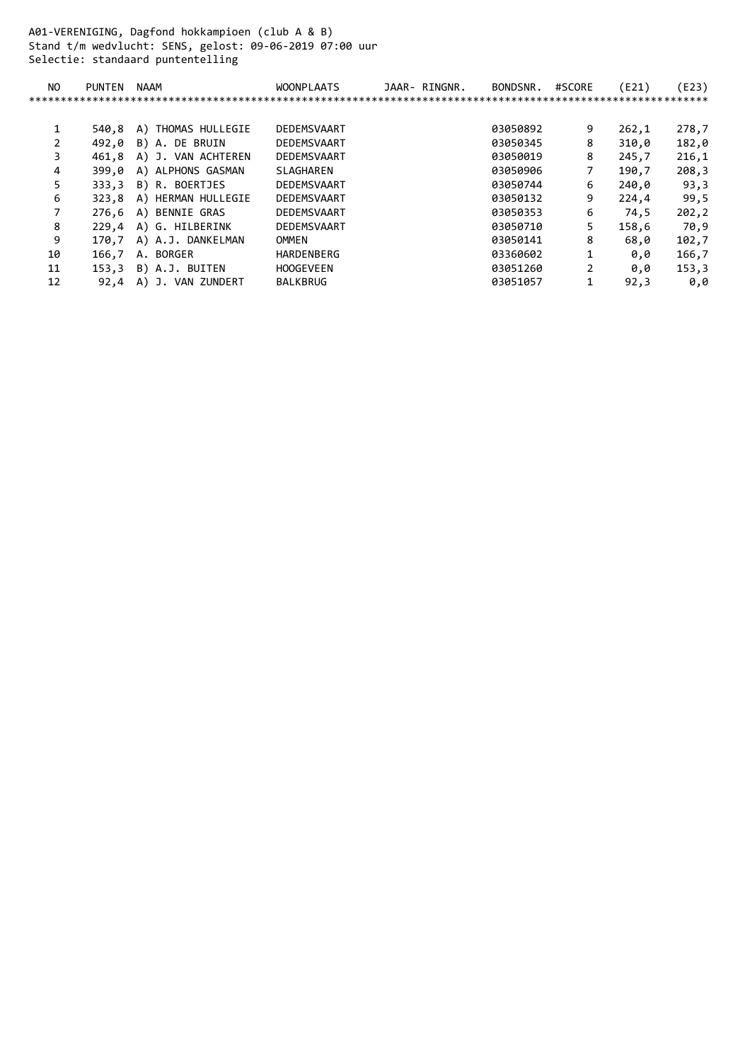A01-VERENIGING, Dagfond hokkampioen (club A & B)
Stand t/m wedvlucht: SENS, gelost: 09-06-2019 07:00 uur
Selectie: standaard puntentelling

| NO | PUNTEN | NAAM | WOONPLAATS | JAAR- RINGNR. | BONDSNR. | #SCORE | (E21) | (E23) |
|---|---|---|---|---|---|---|---|---|
| 1 | 540,8 | A) THOMAS HULLEGIE | DEDEMSVAART | | 03050892 | 9 | 262,1 | 278,7 |
| 2 | 492,0 | B) A. DE BRUIN | DEDEMSVAART | | 03050345 | 8 | 310,0 | 182,0 |
| 3 | 461,8 | A) J. VAN ACHTEREN | DEDEMSVAART | | 03050019 | 8 | 245,7 | 216,1 |
| 4 | 399,0 | A) ALPHONS GASMAN | SLAGHAREN | | 03050906 | 7 | 190,7 | 208,3 |
| 5 | 333,3 | B) R. BOERTJES | DEDEMSVAART | | 03050744 | 6 | 240,0 | 93,3 |
| 6 | 323,8 | A) HERMAN HULLEGIE | DEDEMSVAART | | 03050132 | 9 | 224,4 | 99,5 |
| 7 | 276,6 | A) BENNIE GRAS | DEDEMSVAART | | 03050353 | 6 | 74,5 | 202,2 |
| 8 | 229,4 | A) G. HILBERINK | DEDEMSVAART | | 03050710 | 5 | 158,6 | 70,9 |
| 9 | 170,7 | A) A.J. DANKELMAN | OMMEN | | 03050141 | 8 | 68,0 | 102,7 |
| 10 | 166,7 | A. BORGER | HARDENBERG | | 03360602 | 1 | 0,0 | 166,7 |
| 11 | 153,3 | B) A.J. BUITEN | HOOGEVEEN | | 03051260 | 2 | 0,0 | 153,3 |
| 12 | 92,4 | A) J. VAN ZUNDERT | BALKBRUG | | 03051057 | 1 | 92,3 | 0,0 |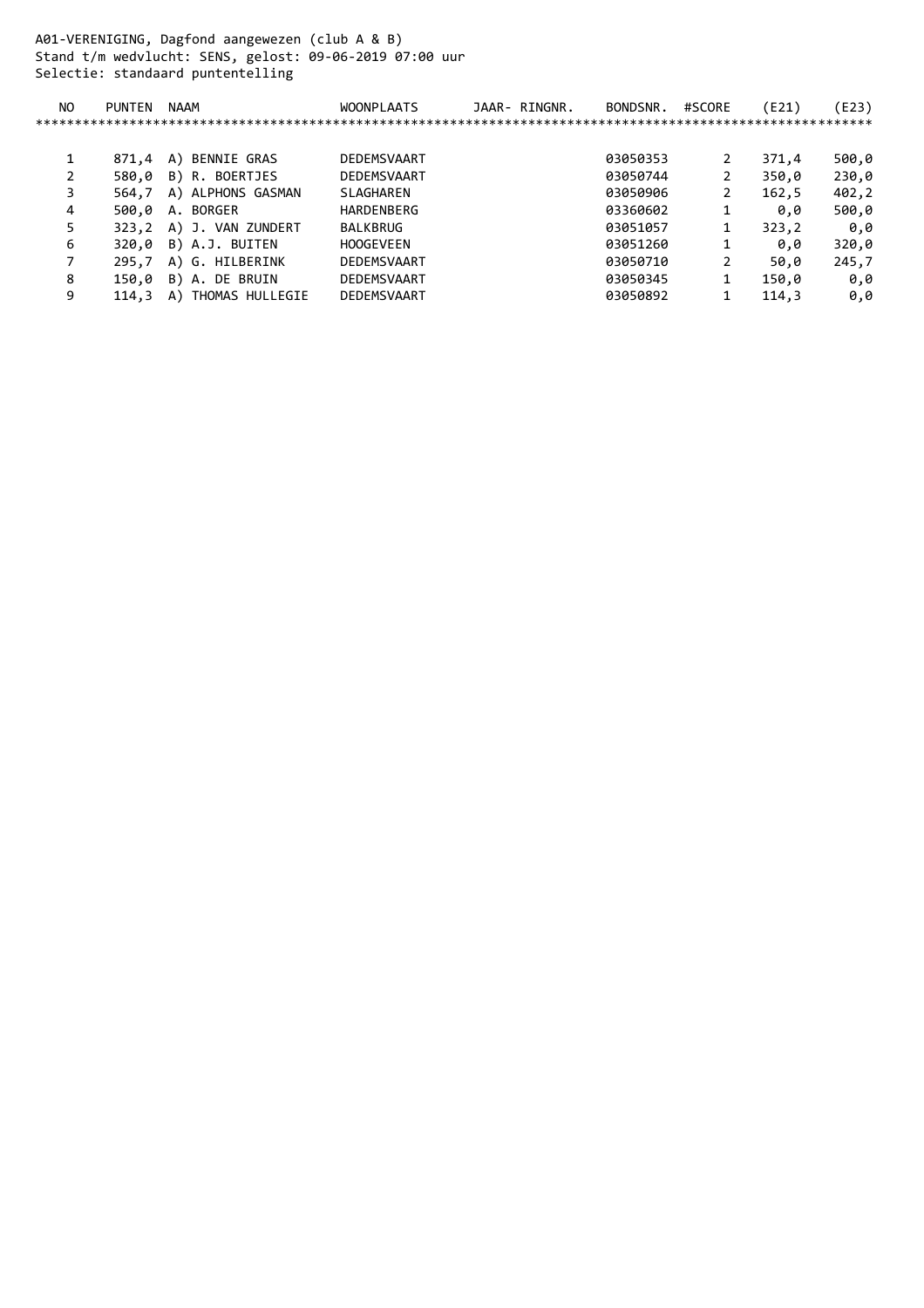A01-VERENIGING, Dagfond aangewezen (club A & B)
Stand t/m wedvlucht: SENS, gelost: 09-06-2019 07:00 uur
Selectie: standaard puntentelling

| NO | PUNTEN | NAAM | WOONPLAATS | JAAR- RINGNR. | BONDSNR. | #SCORE | (E21) | (E23) |
|---|---|---|---|---|---|---|---|---|
| 1 | 871,4 | A) BENNIE GRAS | DEDEMSVAART | | 03050353 | 2 | 371,4 | 500,0 |
| 2 | 580,0 | B) R. BOERTJES | DEDEMSVAART | | 03050744 | 2 | 350,0 | 230,0 |
| 3 | 564,7 | A) ALPHONS GASMAN | SLAGHAREN | | 03050906 | 2 | 162,5 | 402,2 |
| 4 | 500,0 | A. BORGER | HARDENBERG | | 03360602 | 1 | 0,0 | 500,0 |
| 5 | 323,2 | A) J. VAN ZUNDERT | BALKBRUG | | 03051057 | 1 | 323,2 | 0,0 |
| 6 | 320,0 | B) A.J. BUITEN | HOOGEVEEN | | 03051260 | 1 | 0,0 | 320,0 |
| 7 | 295,7 | A) G. HILBERINK | DEDEMSVAART | | 03050710 | 2 | 50,0 | 245,7 |
| 8 | 150,0 | B) A. DE BRUIN | DEDEMSVAART | | 03050345 | 1 | 150,0 | 0,0 |
| 9 | 114,3 | A) THOMAS HULLEGIE | DEDEMSVAART | | 03050892 | 1 | 114,3 | 0,0 |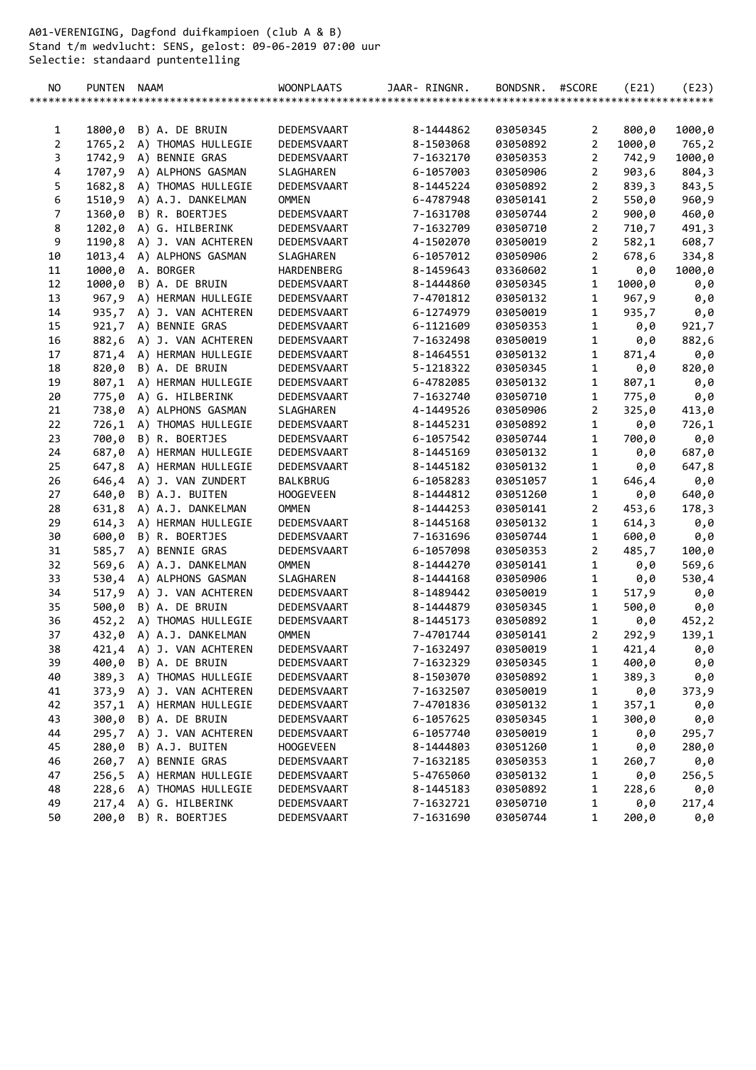A01-VERENIGING, Dagfond duifkampioen (club A & B)
Stand t/m wedvlucht: SENS, gelost: 09-06-2019 07:00 uur
Selectie: standaard puntentelling

| NO | PUNTEN | NAAM | WOONPLAATS | JAAR- RINGNR. | BONDSNR. | #SCORE | (E21) | (E23) |
|---|---|---|---|---|---|---|---|---|
| 1 | 1800,0 | B) A. DE BRUIN | DEDEMSVAART | 8-1444862 | 03050345 | 2 | 800,0 | 1000,0 |
| 2 | 1765,2 | A) THOMAS HULLEGIE | DEDEMSVAART | 8-1503068 | 03050892 | 2 | 1000,0 | 765,2 |
| 3 | 1742,9 | A) BENNIE GRAS | DEDEMSVAART | 7-1632170 | 03050353 | 2 | 742,9 | 1000,0 |
| 4 | 1707,9 | A) ALPHONS GASMAN | SLAGHAREN | 6-1057003 | 03050906 | 2 | 903,6 | 804,3 |
| 5 | 1682,8 | A) THOMAS HULLEGIE | DEDEMSVAART | 8-1445224 | 03050892 | 2 | 839,3 | 843,5 |
| 6 | 1510,9 | A) A.J. DANKELMAN | OMMEN | 6-4787948 | 03050141 | 2 | 550,0 | 960,9 |
| 7 | 1360,0 | B) R. BOERTJES | DEDEMSVAART | 7-1631708 | 03050744 | 2 | 900,0 | 460,0 |
| 8 | 1202,0 | A) G. HILBERINK | DEDEMSVAART | 7-1632709 | 03050710 | 2 | 710,7 | 491,3 |
| 9 | 1190,8 | A) J. VAN ACHTEREN | DEDEMSVAART | 4-1502070 | 03050019 | 2 | 582,1 | 608,7 |
| 10 | 1013,4 | A) ALPHONS GASMAN | SLAGHAREN | 6-1057012 | 03050906 | 2 | 678,6 | 334,8 |
| 11 | 1000,0 | A. BORGER | HARDENBERG | 8-1459643 | 03360602 | 1 | 0,0 | 1000,0 |
| 12 | 1000,0 | B) A. DE BRUIN | DEDEMSVAART | 8-1444860 | 03050345 | 1 | 1000,0 | 0,0 |
| 13 | 967,9 | A) HERMAN HULLEGIE | DEDEMSVAART | 7-4701812 | 03050132 | 1 | 967,9 | 0,0 |
| 14 | 935,7 | A) J. VAN ACHTEREN | DEDEMSVAART | 6-1274979 | 03050019 | 1 | 935,7 | 0,0 |
| 15 | 921,7 | A) BENNIE GRAS | DEDEMSVAART | 6-1121609 | 03050353 | 1 | 0,0 | 921,7 |
| 16 | 882,6 | A) J. VAN ACHTEREN | DEDEMSVAART | 7-1632498 | 03050019 | 1 | 0,0 | 882,6 |
| 17 | 871,4 | A) HERMAN HULLEGIE | DEDEMSVAART | 8-1464551 | 03050132 | 1 | 871,4 | 0,0 |
| 18 | 820,0 | B) A. DE BRUIN | DEDEMSVAART | 5-1218322 | 03050345 | 1 | 0,0 | 820,0 |
| 19 | 807,1 | A) HERMAN HULLEGIE | DEDEMSVAART | 6-4782085 | 03050132 | 1 | 807,1 | 0,0 |
| 20 | 775,0 | A) G. HILBERINK | DEDEMSVAART | 7-1632740 | 03050710 | 1 | 775,0 | 0,0 |
| 21 | 738,0 | A) ALPHONS GASMAN | SLAGHAREN | 4-1449526 | 03050906 | 2 | 325,0 | 413,0 |
| 22 | 726,1 | A) THOMAS HULLEGIE | DEDEMSVAART | 8-1445231 | 03050892 | 1 | 0,0 | 726,1 |
| 23 | 700,0 | B) R. BOERTJES | DEDEMSVAART | 6-1057542 | 03050744 | 1 | 700,0 | 0,0 |
| 24 | 687,0 | A) HERMAN HULLEGIE | DEDEMSVAART | 8-1445169 | 03050132 | 1 | 0,0 | 687,0 |
| 25 | 647,8 | A) HERMAN HULLEGIE | DEDEMSVAART | 8-1445182 | 03050132 | 1 | 0,0 | 647,8 |
| 26 | 646,4 | A) J. VAN ZUNDERT | BALKBRUG | 6-1058283 | 03051057 | 1 | 646,4 | 0,0 |
| 27 | 640,0 | B) A.J. BUITEN | HOOGEVEEN | 8-1444812 | 03051260 | 1 | 0,0 | 640,0 |
| 28 | 631,8 | A) A.J. DANKELMAN | OMMEN | 8-1444253 | 03050141 | 2 | 453,6 | 178,3 |
| 29 | 614,3 | A) HERMAN HULLEGIE | DEDEMSVAART | 8-1445168 | 03050132 | 1 | 614,3 | 0,0 |
| 30 | 600,0 | B) R. BOERTJES | DEDEMSVAART | 7-1631696 | 03050744 | 1 | 600,0 | 0,0 |
| 31 | 585,7 | A) BENNIE GRAS | DEDEMSVAART | 6-1057098 | 03050353 | 2 | 485,7 | 100,0 |
| 32 | 569,6 | A) A.J. DANKELMAN | OMMEN | 8-1444270 | 03050141 | 1 | 0,0 | 569,6 |
| 33 | 530,4 | A) ALPHONS GASMAN | SLAGHAREN | 8-1444168 | 03050906 | 1 | 0,0 | 530,4 |
| 34 | 517,9 | A) J. VAN ACHTEREN | DEDEMSVAART | 8-1489442 | 03050019 | 1 | 517,9 | 0,0 |
| 35 | 500,0 | B) A. DE BRUIN | DEDEMSVAART | 8-1444879 | 03050345 | 1 | 500,0 | 0,0 |
| 36 | 452,2 | A) THOMAS HULLEGIE | DEDEMSVAART | 8-1445173 | 03050892 | 1 | 0,0 | 452,2 |
| 37 | 432,0 | A) A.J. DANKELMAN | OMMEN | 7-4701744 | 03050141 | 2 | 292,9 | 139,1 |
| 38 | 421,4 | A) J. VAN ACHTEREN | DEDEMSVAART | 7-1632497 | 03050019 | 1 | 421,4 | 0,0 |
| 39 | 400,0 | B) A. DE BRUIN | DEDEMSVAART | 7-1632329 | 03050345 | 1 | 400,0 | 0,0 |
| 40 | 389,3 | A) THOMAS HULLEGIE | DEDEMSVAART | 8-1503070 | 03050892 | 1 | 389,3 | 0,0 |
| 41 | 373,9 | A) J. VAN ACHTEREN | DEDEMSVAART | 7-1632507 | 03050019 | 1 | 0,0 | 373,9 |
| 42 | 357,1 | A) HERMAN HULLEGIE | DEDEMSVAART | 7-4701836 | 03050132 | 1 | 357,1 | 0,0 |
| 43 | 300,0 | B) A. DE BRUIN | DEDEMSVAART | 6-1057625 | 03050345 | 1 | 300,0 | 0,0 |
| 44 | 295,7 | A) J. VAN ACHTEREN | DEDEMSVAART | 6-1057740 | 03050019 | 1 | 0,0 | 295,7 |
| 45 | 280,0 | B) A.J. BUITEN | HOOGEVEEN | 8-1444803 | 03051260 | 1 | 0,0 | 280,0 |
| 46 | 260,7 | A) BENNIE GRAS | DEDEMSVAART | 7-1632185 | 03050353 | 1 | 260,7 | 0,0 |
| 47 | 256,5 | A) HERMAN HULLEGIE | DEDEMSVAART | 5-4765060 | 03050132 | 1 | 0,0 | 256,5 |
| 48 | 228,6 | A) THOMAS HULLEGIE | DEDEMSVAART | 8-1445183 | 03050892 | 1 | 228,6 | 0,0 |
| 49 | 217,4 | A) G. HILBERINK | DEDEMSVAART | 7-1632721 | 03050710 | 1 | 0,0 | 217,4 |
| 50 | 200,0 | B) R. BOERTJES | DEDEMSVAART | 7-1631690 | 03050744 | 1 | 200,0 | 0,0 |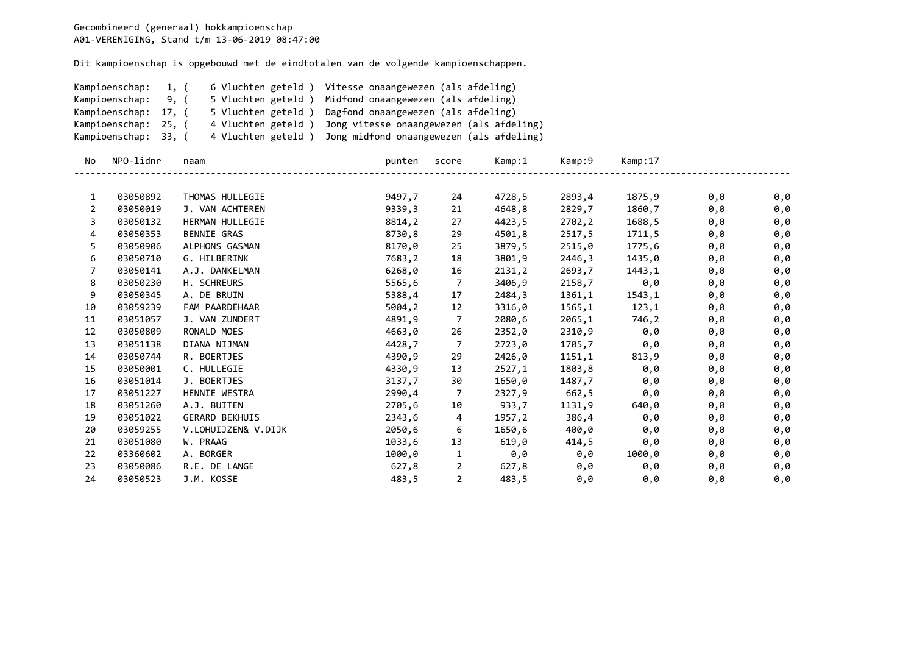Gecombineerd (generaal) hokkampioenschap
A01-VERENIGING, Stand t/m 13-06-2019 08:47:00

Dit kampioenschap is opgebouwd met de eindtotalen van de volgende kampioenschappen.

Kampioenschap: 1, ( 6 Vluchten geteld ) Vitesse onaangewezen (als afdeling)
Kampioenschap: 9, ( 5 Vluchten geteld ) Midfond onaangewezen (als afdeling)
Kampioenschap: 17, ( 5 Vluchten geteld ) Dagfond onaangewezen (als afdeling)
Kampioenschap: 25, ( 4 Vluchten geteld ) Jong vitesse onaangewezen (als afdeling)
Kampioenschap: 33, ( 4 Vluchten geteld ) Jong midfond onaangewezen (als afdeling)

| No | NPO-lidnr | naam | punten | score | Kamp:1 | Kamp:9 | Kamp:17 | | |
|---|---|---|---|---|---|---|---|---|---|
| 1 | 03050892 | THOMAS HULLEGIE | 9497,7 | 24 | 4728,5 | 2893,4 | 1875,9 | 0,0 | 0,0 |
| 2 | 03050019 | J. VAN ACHTEREN | 9339,3 | 21 | 4648,8 | 2829,7 | 1860,7 | 0,0 | 0,0 |
| 3 | 03050132 | HERMAN HULLEGIE | 8814,2 | 27 | 4423,5 | 2702,2 | 1688,5 | 0,0 | 0,0 |
| 4 | 03050353 | BENNIE GRAS | 8730,8 | 29 | 4501,8 | 2517,5 | 1711,5 | 0,0 | 0,0 |
| 5 | 03050906 | ALPHONS GASMAN | 8170,0 | 25 | 3879,5 | 2515,0 | 1775,6 | 0,0 | 0,0 |
| 6 | 03050710 | G. HILBERINK | 7683,2 | 18 | 3801,9 | 2446,3 | 1435,0 | 0,0 | 0,0 |
| 7 | 03050141 | A.J. DANKELMAN | 6268,0 | 16 | 2131,2 | 2693,7 | 1443,1 | 0,0 | 0,0 |
| 8 | 03050230 | H. SCHREURS | 5565,6 | 7 | 3406,9 | 2158,7 | 0,0 | 0,0 | 0,0 |
| 9 | 03050345 | A. DE BRUIN | 5388,4 | 17 | 2484,3 | 1361,1 | 1543,1 | 0,0 | 0,0 |
| 10 | 03059239 | FAM PAARDEHAAR | 5004,2 | 12 | 3316,0 | 1565,1 | 123,1 | 0,0 | 0,0 |
| 11 | 03051057 | J. VAN ZUNDERT | 4891,9 | 7 | 2080,6 | 2065,1 | 746,2 | 0,0 | 0,0 |
| 12 | 03050809 | RONALD MOES | 4663,0 | 26 | 2352,0 | 2310,9 | 0,0 | 0,0 | 0,0 |
| 13 | 03051138 | DIANA NIJMAN | 4428,7 | 7 | 2723,0 | 1705,7 | 0,0 | 0,0 | 0,0 |
| 14 | 03050744 | R. BOERTJES | 4390,9 | 29 | 2426,0 | 1151,1 | 813,9 | 0,0 | 0,0 |
| 15 | 03050001 | C. HULLEGIE | 4330,9 | 13 | 2527,1 | 1803,8 | 0,0 | 0,0 | 0,0 |
| 16 | 03051014 | J. BOERTJES | 3137,7 | 30 | 1650,0 | 1487,7 | 0,0 | 0,0 | 0,0 |
| 17 | 03051227 | HENNIE WESTRA | 2990,4 | 7 | 2327,9 | 662,5 | 0,0 | 0,0 | 0,0 |
| 18 | 03051260 | A.J. BUITEN | 2705,6 | 10 | 933,7 | 1131,9 | 640,0 | 0,0 | 0,0 |
| 19 | 03051022 | GERARD BEKHUIS | 2343,6 | 4 | 1957,2 | 386,4 | 0,0 | 0,0 | 0,0 |
| 20 | 03059255 | V.LOHUIJZEN& V.DIJK | 2050,6 | 6 | 1650,6 | 400,0 | 0,0 | 0,0 | 0,0 |
| 21 | 03051080 | W. PRAAG | 1033,6 | 13 | 619,0 | 414,5 | 0,0 | 0,0 | 0,0 |
| 22 | 03360602 | A. BORGER | 1000,0 | 1 | 0,0 | 0,0 | 1000,0 | 0,0 | 0,0 |
| 23 | 03050086 | R.E. DE LANGE | 627,8 | 2 | 627,8 | 0,0 | 0,0 | 0,0 | 0,0 |
| 24 | 03050523 | J.M. KOSSE | 483,5 | 2 | 483,5 | 0,0 | 0,0 | 0,0 | 0,0 |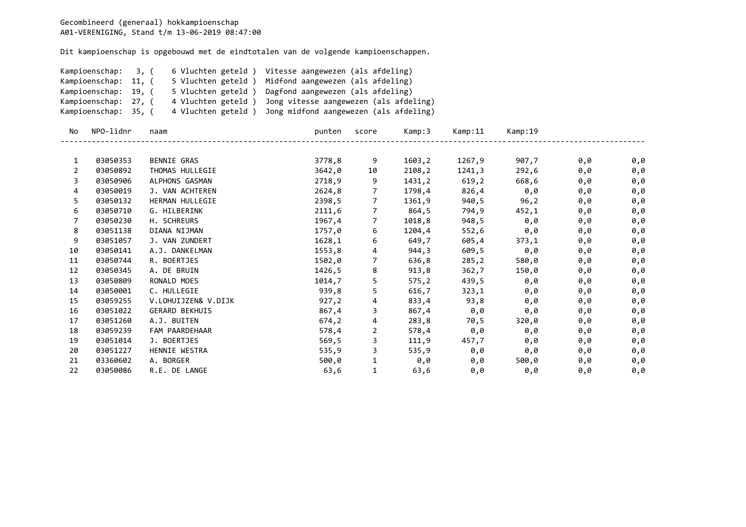Gecombineerd (generaal) hokkampioenschap
A01-VERENIGING, Stand t/m 13-06-2019 08:47:00

Dit kampioenschap is opgebouwd met de eindtotalen van de volgende kampioenschappen.

Kampioenschap: 3, ( 6 Vluchten geteld ) Vitesse aangewezen (als afdeling)
Kampioenschap: 11, ( 5 Vluchten geteld ) Midfond aangewezen (als afdeling)
Kampioenschap: 19, ( 5 Vluchten geteld ) Dagfond aangewezen (als afdeling)
Kampioenschap: 27, ( 4 Vluchten geteld ) Jong vitesse aangewezen (als afdeling)
Kampioenschap: 35, ( 4 Vluchten geteld ) Jong midfond aangewezen (als afdeling)

| No | NPO-lidnr | naam | punten | score | Kamp:3 | Kamp:11 | Kamp:19 | | |
|---|---|---|---|---|---|---|---|---|---|
| 1 | 03050353 | BENNIE GRAS | 3778,8 | 9 | 1603,2 | 1267,9 | 907,7 | 0,0 | 0,0 |
| 2 | 03050892 | THOMAS HULLEGIE | 3642,0 | 10 | 2108,2 | 1241,3 | 292,6 | 0,0 | 0,0 |
| 3 | 03050906 | ALPHONS GASMAN | 2718,9 | 9 | 1431,2 | 619,2 | 668,6 | 0,0 | 0,0 |
| 4 | 03050019 | J. VAN ACHTEREN | 2624,8 | 7 | 1798,4 | 826,4 | 0,0 | 0,0 | 0,0 |
| 5 | 03050132 | HERMAN HULLEGIE | 2398,5 | 7 | 1361,9 | 940,5 | 96,2 | 0,0 | 0,0 |
| 6 | 03050710 | G. HILBERINK | 2111,6 | 7 | 864,5 | 794,9 | 452,1 | 0,0 | 0,0 |
| 7 | 03050230 | H. SCHREURS | 1967,4 | 7 | 1018,8 | 948,5 | 0,0 | 0,0 | 0,0 |
| 8 | 03051138 | DIANA NIJMAN | 1757,0 | 6 | 1204,4 | 552,6 | 0,0 | 0,0 | 0,0 |
| 9 | 03051057 | J. VAN ZUNDERT | 1628,1 | 6 | 649,7 | 605,4 | 373,1 | 0,0 | 0,0 |
| 10 | 03050141 | A.J. DANKELMAN | 1553,8 | 4 | 944,3 | 609,5 | 0,0 | 0,0 | 0,0 |
| 11 | 03050744 | R. BOERTJES | 1502,0 | 7 | 636,8 | 285,2 | 580,0 | 0,0 | 0,0 |
| 12 | 03050345 | A. DE BRUIN | 1426,5 | 8 | 913,8 | 362,7 | 150,0 | 0,0 | 0,0 |
| 13 | 03050809 | RONALD MOES | 1014,7 | 5 | 575,2 | 439,5 | 0,0 | 0,0 | 0,0 |
| 14 | 03050001 | C. HULLEGIE | 939,8 | 5 | 616,7 | 323,1 | 0,0 | 0,0 | 0,0 |
| 15 | 03059255 | V.LOHUIJZEN& V.DIJK | 927,2 | 4 | 833,4 | 93,8 | 0,0 | 0,0 | 0,0 |
| 16 | 03051022 | GERARD BEKHUIS | 867,4 | 3 | 867,4 | 0,0 | 0,0 | 0,0 | 0,0 |
| 17 | 03051260 | A.J. BUITEN | 674,2 | 4 | 283,8 | 70,5 | 320,0 | 0,0 | 0,0 |
| 18 | 03059239 | FAM PAARDEHAAR | 578,4 | 2 | 578,4 | 0,0 | 0,0 | 0,0 | 0,0 |
| 19 | 03051014 | J. BOERTJES | 569,5 | 3 | 111,9 | 457,7 | 0,0 | 0,0 | 0,0 |
| 20 | 03051227 | HENNIE WESTRA | 535,9 | 3 | 535,9 | 0,0 | 0,0 | 0,0 | 0,0 |
| 21 | 03360602 | A. BORGER | 500,0 | 1 | 0,0 | 0,0 | 500,0 | 0,0 | 0,0 |
| 22 | 03050086 | R.E. DE LANGE | 63,6 | 1 | 63,6 | 0,0 | 0,0 | 0,0 | 0,0 |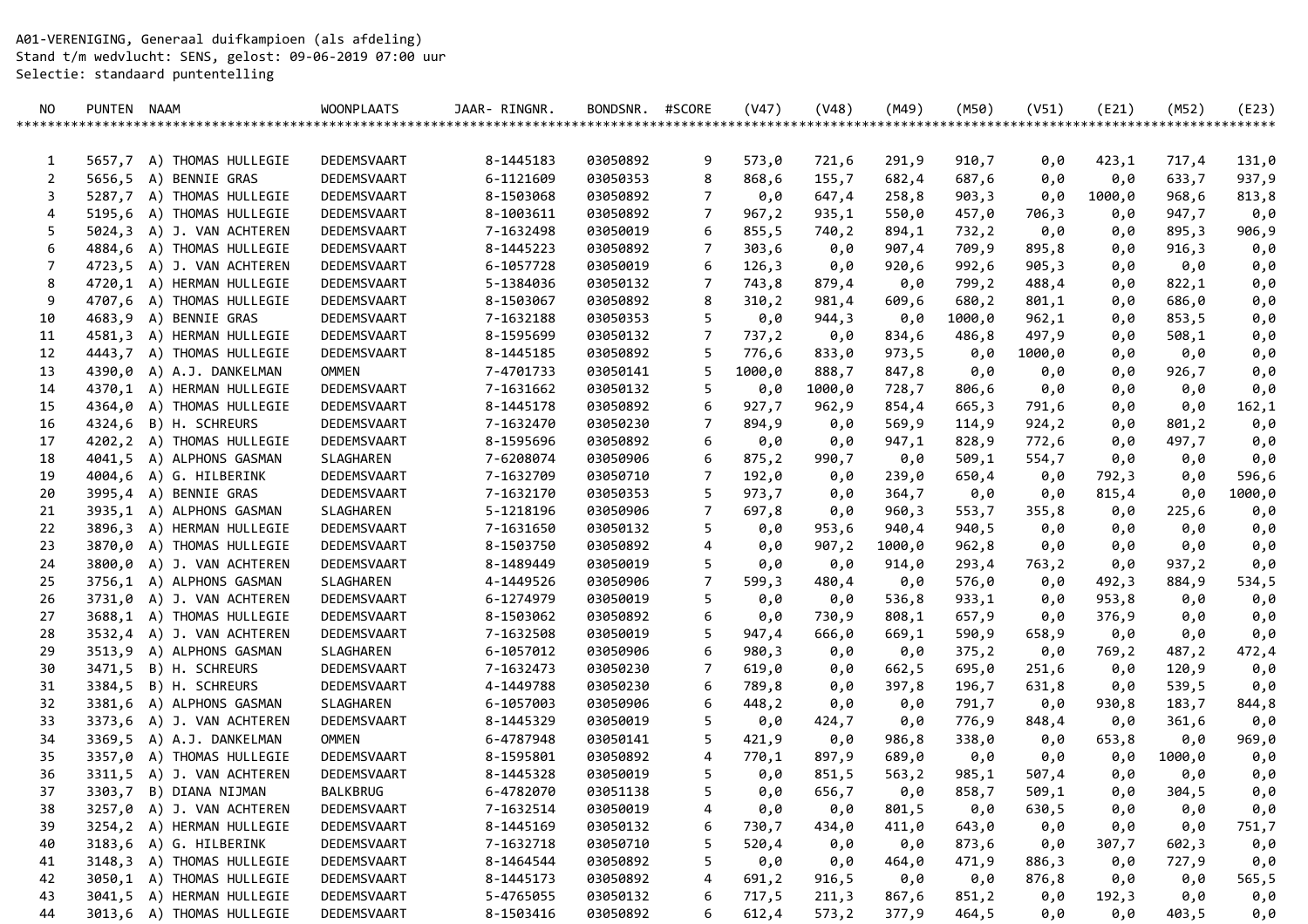A01-VERENIGING, Generaal duifkampioen (als afdeling)
Stand t/m wedvlucht: SENS, gelost: 09-06-2019 07:00 uur
Selectie: standaard puntentelling

| NO | PUNTEN | NAAM | WOONPLAATS | JAAR- RINGNR. | BONDSNR. | #SCORE | (V47) | (V48) | (M49) | (M50) | (V51) | (E21) | (M52) | (E23) |
|---|---|---|---|---|---|---|---|---|---|---|---|---|---|---|
| 1 | 5657,7 | A) THOMAS HULLEGIE | DEDEMSVAART | 8-1445183 | 03050892 | 9 | 573,0 | 721,6 | 291,9 | 910,7 | 0,0 | 423,1 | 717,4 | 131,0 |
| 2 | 5656,5 | A) BENNIE GRAS | DEDEMSVAART | 6-1121609 | 03050353 | 8 | 868,6 | 155,7 | 682,4 | 687,6 | 0,0 | 0,0 | 633,7 | 937,9 |
| 3 | 5287,7 | A) THOMAS HULLEGIE | DEDEMSVAART | 8-1503068 | 03050892 | 7 | 0,0 | 647,4 | 258,8 | 903,3 | 0,0 | 1000,0 | 968,6 | 813,8 |
| 4 | 5195,6 | A) THOMAS HULLEGIE | DEDEMSVAART | 8-1003611 | 03050892 | 7 | 967,2 | 935,1 | 550,0 | 457,0 | 706,3 | 0,0 | 947,7 | 0,0 |
| 5 | 5024,3 | A) J. VAN ACHTEREN | DEDEMSVAART | 7-1632498 | 03050019 | 6 | 855,5 | 740,2 | 894,1 | 732,2 | 0,0 | 0,0 | 895,3 | 906,9 |
| 6 | 4884,6 | A) THOMAS HULLEGIE | DEDEMSVAART | 8-1445223 | 03050892 | 7 | 303,6 | 0,0 | 907,4 | 709,9 | 895,8 | 0,0 | 916,3 | 0,0 |
| 7 | 4723,5 | A) J. VAN ACHTEREN | DEDEMSVAART | 6-1057728 | 03050019 | 6 | 126,3 | 0,0 | 920,6 | 992,6 | 905,3 | 0,0 | 0,0 | 0,0 |
| 8 | 4720,1 | A) HERMAN HULLEGIE | DEDEMSVAART | 5-1384036 | 03050132 | 7 | 743,8 | 879,4 | 0,0 | 799,2 | 488,4 | 0,0 | 822,1 | 0,0 |
| 9 | 4707,6 | A) THOMAS HULLEGIE | DEDEMSVAART | 8-1503067 | 03050892 | 8 | 310,2 | 981,4 | 609,6 | 680,2 | 801,1 | 0,0 | 686,0 | 0,0 |
| 10 | 4683,9 | A) BENNIE GRAS | DEDEMSVAART | 7-1632188 | 03050353 | 5 | 0,0 | 944,3 | 0,0 | 1000,0 | 962,1 | 0,0 | 853,5 | 0,0 |
| 11 | 4581,3 | A) HERMAN HULLEGIE | DEDEMSVAART | 8-1595699 | 03050132 | 7 | 737,2 | 0,0 | 834,6 | 486,8 | 497,9 | 0,0 | 508,1 | 0,0 |
| 12 | 4443,7 | A) THOMAS HULLEGIE | DEDEMSVAART | 8-1445185 | 03050892 | 5 | 776,6 | 833,0 | 973,5 | 0,0 | 1000,0 | 0,0 | 0,0 | 0,0 |
| 13 | 4390,0 | A) A.J. DANKELMAN | OMMEN | 7-4701733 | 03050141 | 5 | 1000,0 | 888,7 | 847,8 | 0,0 | 0,0 | 0,0 | 926,7 | 0,0 |
| 14 | 4370,1 | A) HERMAN HULLEGIE | DEDEMSVAART | 7-1631662 | 03050132 | 5 | 0,0 | 1000,0 | 728,7 | 806,6 | 0,0 | 0,0 | 0,0 | 0,0 |
| 15 | 4364,0 | A) THOMAS HULLEGIE | DEDEMSVAART | 8-1445178 | 03050892 | 6 | 927,7 | 962,9 | 854,4 | 665,3 | 791,6 | 0,0 | 0,0 | 162,1 |
| 16 | 4324,6 | B) H. SCHREURS | DEDEMSVAART | 7-1632470 | 03050230 | 7 | 894,9 | 0,0 | 569,9 | 114,9 | 924,2 | 0,0 | 801,2 | 0,0 |
| 17 | 4202,2 | A) THOMAS HULLEGIE | DEDEMSVAART | 8-1595696 | 03050892 | 6 | 0,0 | 0,0 | 947,1 | 828,9 | 772,6 | 0,0 | 497,7 | 0,0 |
| 18 | 4041,5 | A) ALPHONS GASMAN | SLAGHAREN | 7-6208074 | 03050906 | 6 | 875,2 | 990,7 | 0,0 | 509,1 | 554,7 | 0,0 | 0,0 | 0,0 |
| 19 | 4004,6 | A) G. HILBERINK | DEDEMSVAART | 7-1632709 | 03050710 | 7 | 192,0 | 0,0 | 239,0 | 650,4 | 0,0 | 792,3 | 0,0 | 596,6 |
| 20 | 3995,4 | A) BENNIE GRAS | DEDEMSVAART | 7-1632170 | 03050353 | 5 | 973,7 | 0,0 | 364,7 | 0,0 | 0,0 | 815,4 | 0,0 | 1000,0 |
| 21 | 3935,1 | A) ALPHONS GASMAN | SLAGHAREN | 5-1218196 | 03050906 | 7 | 697,8 | 0,0 | 960,3 | 553,7 | 355,8 | 0,0 | 225,6 | 0,0 |
| 22 | 3896,3 | A) HERMAN HULLEGIE | DEDEMSVAART | 7-1631650 | 03050132 | 5 | 0,0 | 953,6 | 940,4 | 940,5 | 0,0 | 0,0 | 0,0 | 0,0 |
| 23 | 3870,0 | A) THOMAS HULLEGIE | DEDEMSVAART | 8-1503750 | 03050892 | 4 | 0,0 | 907,2 | 1000,0 | 962,8 | 0,0 | 0,0 | 0,0 | 0,0 |
| 24 | 3800,0 | A) J. VAN ACHTEREN | DEDEMSVAART | 8-1489449 | 03050019 | 5 | 0,0 | 0,0 | 914,0 | 293,4 | 763,2 | 0,0 | 937,2 | 0,0 |
| 25 | 3756,1 | A) ALPHONS GASMAN | SLAGHAREN | 4-1449526 | 03050906 | 7 | 599,3 | 480,4 | 0,0 | 576,0 | 0,0 | 492,3 | 884,9 | 534,5 |
| 26 | 3731,0 | A) J. VAN ACHTEREN | DEDEMSVAART | 6-1274979 | 03050019 | 5 | 0,0 | 0,0 | 536,8 | 933,1 | 0,0 | 953,8 | 0,0 | 0,0 |
| 27 | 3688,1 | A) THOMAS HULLEGIE | DEDEMSVAART | 8-1503062 | 03050892 | 6 | 0,0 | 730,9 | 808,1 | 657,9 | 0,0 | 376,9 | 0,0 | 0,0 |
| 28 | 3532,4 | A) J. VAN ACHTEREN | DEDEMSVAART | 7-1632508 | 03050019 | 5 | 947,4 | 666,0 | 669,1 | 590,9 | 658,9 | 0,0 | 0,0 | 0,0 |
| 29 | 3513,9 | A) ALPHONS GASMAN | SLAGHAREN | 6-1057012 | 03050906 | 6 | 980,3 | 0,0 | 0,0 | 375,2 | 0,0 | 769,2 | 487,2 | 472,4 |
| 30 | 3471,5 | B) H. SCHREURS | DEDEMSVAART | 7-1632473 | 03050230 | 7 | 619,0 | 0,0 | 662,5 | 695,0 | 251,6 | 0,0 | 120,9 | 0,0 |
| 31 | 3384,5 | B) H. SCHREURS | DEDEMSVAART | 4-1449788 | 03050230 | 6 | 789,8 | 0,0 | 397,8 | 196,7 | 631,8 | 0,0 | 539,5 | 0,0 |
| 32 | 3381,6 | A) ALPHONS GASMAN | SLAGHAREN | 6-1057003 | 03050906 | 6 | 448,2 | 0,0 | 0,0 | 791,7 | 0,0 | 930,8 | 183,7 | 844,8 |
| 33 | 3373,6 | A) J. VAN ACHTEREN | DEDEMSVAART | 8-1445329 | 03050019 | 5 | 0,0 | 424,7 | 0,0 | 776,9 | 848,4 | 0,0 | 361,6 | 0,0 |
| 34 | 3369,5 | A) A.J. DANKELMAN | OMMEN | 6-4787948 | 03050141 | 5 | 421,9 | 0,0 | 986,8 | 338,0 | 0,0 | 653,8 | 0,0 | 969,0 |
| 35 | 3357,0 | A) THOMAS HULLEGIE | DEDEMSVAART | 8-1595801 | 03050892 | 4 | 770,1 | 897,9 | 689,0 | 0,0 | 0,0 | 0,0 | 1000,0 | 0,0 |
| 36 | 3311,5 | A) J. VAN ACHTEREN | DEDEMSVAART | 8-1445328 | 03050019 | 5 | 0,0 | 851,5 | 563,2 | 985,1 | 507,4 | 0,0 | 0,0 | 0,0 |
| 37 | 3303,7 | B) DIANA NIJMAN | BALKBRUG | 6-4782070 | 03051138 | 5 | 0,0 | 656,7 | 0,0 | 858,7 | 509,1 | 0,0 | 304,5 | 0,0 |
| 38 | 3257,0 | A) J. VAN ACHTEREN | DEDEMSVAART | 7-1632514 | 03050019 | 4 | 0,0 | 0,0 | 801,5 | 0,0 | 630,5 | 0,0 | 0,0 | 0,0 |
| 39 | 3254,2 | A) HERMAN HULLEGIE | DEDEMSVAART | 8-1445169 | 03050132 | 6 | 730,7 | 434,0 | 411,0 | 643,0 | 0,0 | 0,0 | 0,0 | 751,7 |
| 40 | 3183,6 | A) G. HILBERINK | DEDEMSVAART | 7-1632718 | 03050710 | 5 | 520,4 | 0,0 | 0,0 | 873,6 | 0,0 | 307,7 | 602,3 | 0,0 |
| 41 | 3148,3 | A) THOMAS HULLEGIE | DEDEMSVAART | 8-1464544 | 03050892 | 5 | 0,0 | 0,0 | 464,0 | 471,9 | 886,3 | 0,0 | 727,9 | 0,0 |
| 42 | 3050,1 | A) THOMAS HULLEGIE | DEDEMSVAART | 8-1445173 | 03050892 | 4 | 691,2 | 916,5 | 0,0 | 0,0 | 876,8 | 0,0 | 0,0 | 565,5 |
| 43 | 3041,5 | A) HERMAN HULLEGIE | DEDEMSVAART | 5-4765055 | 03050132 | 6 | 717,5 | 211,3 | 867,6 | 851,2 | 0,0 | 192,3 | 0,0 | 0,0 |
| 44 | 3013,6 | A) THOMAS HULLEGIE | DEDEMSVAART | 8-1503416 | 03050892 | 6 | 612,4 | 573,2 | 377,9 | 464,5 | 0,0 | 0,0 | 403,5 | 0,0 |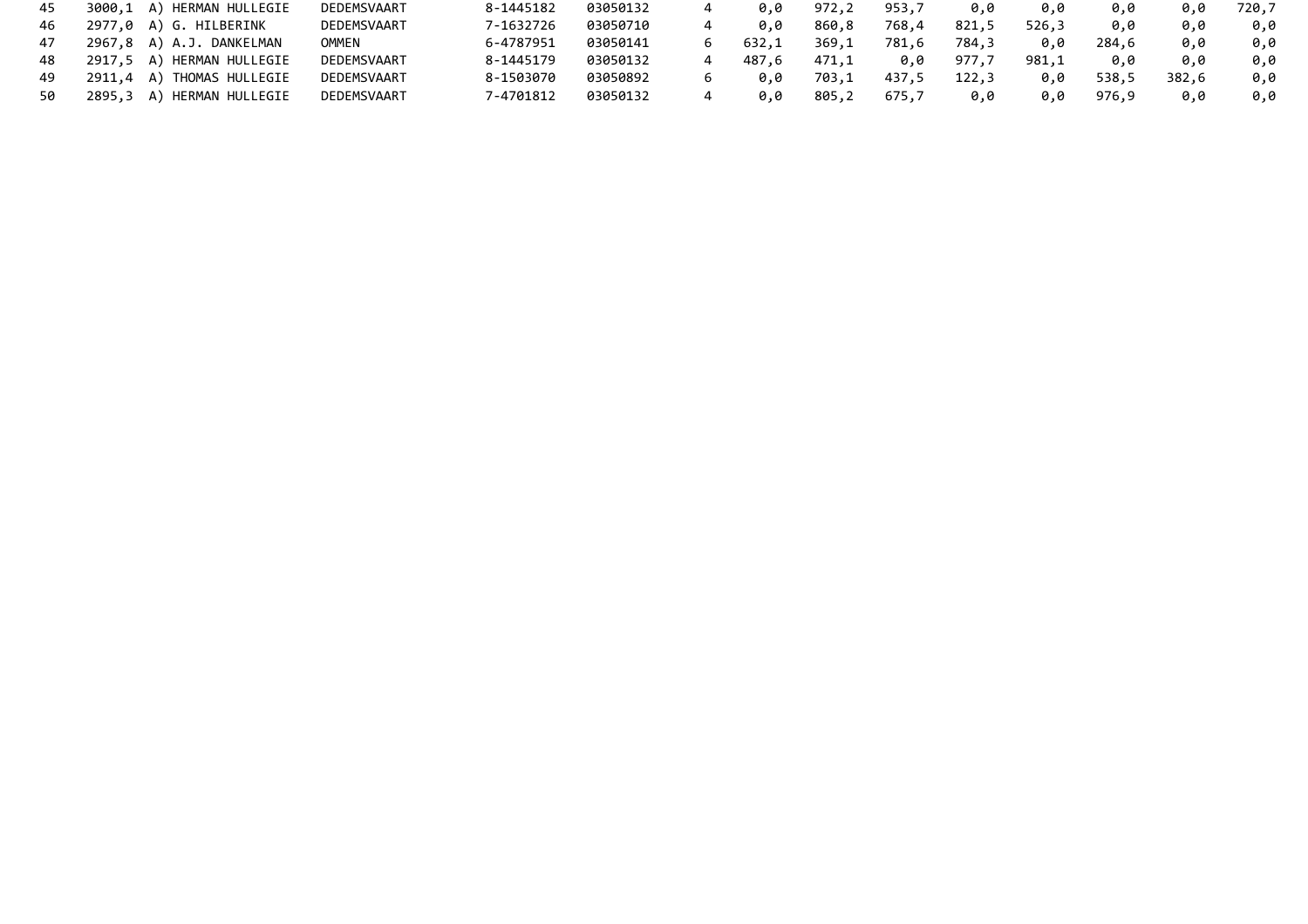| 45 | 3000,1 | A) HERMAN HULLEGIE | DEDEMSVAART | 8-1445182 | 03050132 | 4 | 0,0 | 972,2 | 953,7 | 0,0 | 0,0 | 0,0 | 0,0 | 720,7 |
|---|---|---|---|---|---|---|---|---|---|---|---|---|---|---|
| 46 | 2977,0 | A) G. HILBERINK | DEDEMSVAART | 7-1632726 | 03050710 | 4 | 0,0 | 860,8 | 768,4 | 821,5 | 526,3 | 0,0 | 0,0 | 0,0 |
| 47 | 2967,8 | A) A.J. DANKELMAN | OMMEN | 6-4787951 | 03050141 | 6 | 632,1 | 369,1 | 781,6 | 784,3 | 0,0 | 284,6 | 0,0 | 0,0 |
| 48 | 2917,5 | A) HERMAN HULLEGIE | DEDEMSVAART | 8-1445179 | 03050132 | 4 | 487,6 | 471,1 | 0,0 | 977,7 | 981,1 | 0,0 | 0,0 | 0,0 |
| 49 | 2911,4 | A) THOMAS HULLEGIE | DEDEMSVAART | 8-1503070 | 03050892 | 6 | 0,0 | 703,1 | 437,5 | 122,3 | 0,0 | 538,5 | 382,6 | 0,0 |
| 50 | 2895,3 | A) HERMAN HULLEGIE | DEDEMSVAART | 7-4701812 | 03050132 | 4 | 0,0 | 805,2 | 675,7 | 0,0 | 0,0 | 976,9 | 0,0 | 0,0 |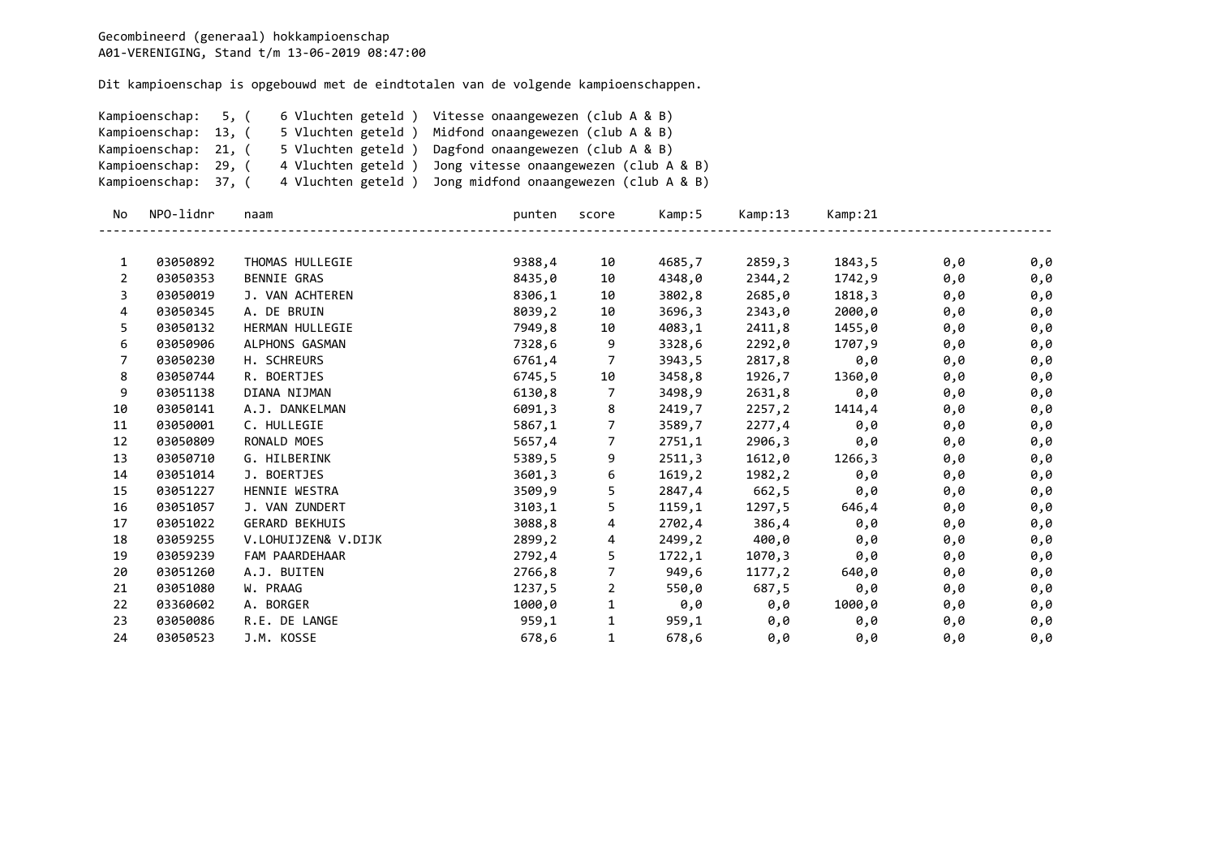Gecombineerd (generaal) hokkampioenschap
A01-VERENIGING, Stand t/m 13-06-2019 08:47:00

Dit kampioenschap is opgebouwd met de eindtotalen van de volgende kampioenschappen.

Kampioenschap: 5, ( 6 Vluchten geteld ) Vitesse onaangewezen (club A & B)
Kampioenschap: 13, ( 5 Vluchten geteld ) Midfond onaangewezen (club A & B)
Kampioenschap: 21, ( 5 Vluchten geteld ) Dagfond onaangewezen (club A & B)
Kampioenschap: 29, ( 4 Vluchten geteld ) Jong vitesse onaangewezen (club A & B)
Kampioenschap: 37, ( 4 Vluchten geteld ) Jong midfond onaangewezen (club A & B)

| No | NPO-lidnr | naam | punten | score | Kamp:5 | Kamp:13 | Kamp:21 | | |
|---|---|---|---|---|---|---|---|---|---|
| 1 | 03050892 | THOMAS HULLEGIE | 9388,4 | 10 | 4685,7 | 2859,3 | 1843,5 | 0,0 | 0,0 |
| 2 | 03050353 | BENNIE GRAS | 8435,0 | 10 | 4348,0 | 2344,2 | 1742,9 | 0,0 | 0,0 |
| 3 | 03050019 | J. VAN ACHTEREN | 8306,1 | 10 | 3802,8 | 2685,0 | 1818,3 | 0,0 | 0,0 |
| 4 | 03050345 | A. DE BRUIN | 8039,2 | 10 | 3696,3 | 2343,0 | 2000,0 | 0,0 | 0,0 |
| 5 | 03050132 | HERMAN HULLEGIE | 7949,8 | 10 | 4083,1 | 2411,8 | 1455,0 | 0,0 | 0,0 |
| 6 | 03050906 | ALPHONS GASMAN | 7328,6 | 9 | 3328,6 | 2292,0 | 1707,9 | 0,0 | 0,0 |
| 7 | 03050230 | H. SCHREURS | 6761,4 | 7 | 3943,5 | 2817,8 | 0,0 | 0,0 | 0,0 |
| 8 | 03050744 | R. BOERTJES | 6745,5 | 10 | 3458,8 | 1926,7 | 1360,0 | 0,0 | 0,0 |
| 9 | 03051138 | DIANA NIJMAN | 6130,8 | 7 | 3498,9 | 2631,8 | 0,0 | 0,0 | 0,0 |
| 10 | 03050141 | A.J. DANKELMAN | 6091,3 | 8 | 2419,7 | 2257,2 | 1414,4 | 0,0 | 0,0 |
| 11 | 03050001 | C. HULLEGIE | 5867,1 | 7 | 3589,7 | 2277,4 | 0,0 | 0,0 | 0,0 |
| 12 | 03050809 | RONALD MOES | 5657,4 | 7 | 2751,1 | 2906,3 | 0,0 | 0,0 | 0,0 |
| 13 | 03050710 | G. HILBERINK | 5389,5 | 9 | 2511,3 | 1612,0 | 1266,3 | 0,0 | 0,0 |
| 14 | 03051014 | J. BOERTJES | 3601,3 | 6 | 1619,2 | 1982,2 | 0,0 | 0,0 | 0,0 |
| 15 | 03051227 | HENNIE WESTRA | 3509,9 | 5 | 2847,4 | 662,5 | 0,0 | 0,0 | 0,0 |
| 16 | 03051057 | J. VAN ZUNDERT | 3103,1 | 5 | 1159,1 | 1297,5 | 646,4 | 0,0 | 0,0 |
| 17 | 03051022 | GERARD BEKHUIS | 3088,8 | 4 | 2702,4 | 386,4 | 0,0 | 0,0 | 0,0 |
| 18 | 03059255 | V.LOHUIJZEN& V.DIJK | 2899,2 | 4 | 2499,2 | 400,0 | 0,0 | 0,0 | 0,0 |
| 19 | 03059239 | FAM PAARDEHAAR | 2792,4 | 5 | 1722,1 | 1070,3 | 0,0 | 0,0 | 0,0 |
| 20 | 03051260 | A.J. BUITEN | 2766,8 | 7 | 949,6 | 1177,2 | 640,0 | 0,0 | 0,0 |
| 21 | 03051080 | W. PRAAG | 1237,5 | 2 | 550,0 | 687,5 | 0,0 | 0,0 | 0,0 |
| 22 | 03360602 | A. BORGER | 1000,0 | 1 | 0,0 | 0,0 | 1000,0 | 0,0 | 0,0 |
| 23 | 03050086 | R.E. DE LANGE | 959,1 | 1 | 959,1 | 0,0 | 0,0 | 0,0 | 0,0 |
| 24 | 03050523 | J.M. KOSSE | 678,6 | 1 | 678,6 | 0,0 | 0,0 | 0,0 | 0,0 |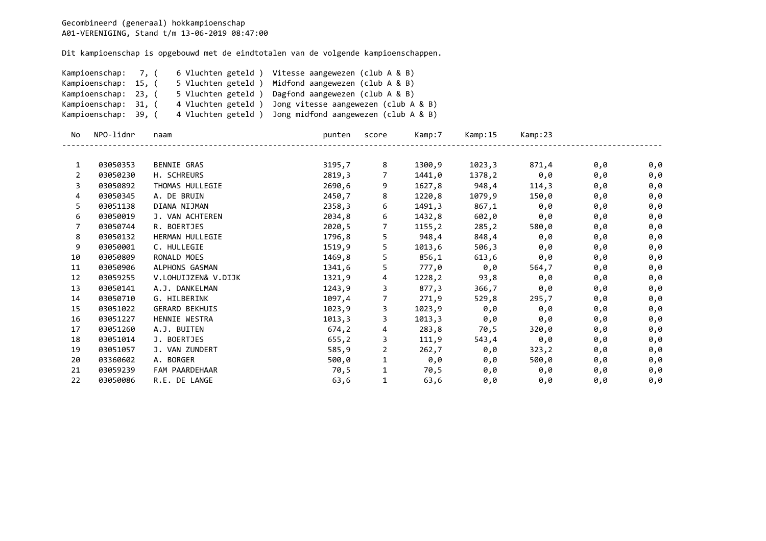Gecombineerd (generaal) hokkampioenschap
A01-VERENIGING, Stand t/m 13-06-2019 08:47:00

Dit kampioenschap is opgebouwd met de eindtotalen van de volgende kampioenschappen.

Kampioenschap: 7, ( 6 Vluchten geteld ) Vitesse aangewezen (club A & B)
Kampioenschap: 15, ( 5 Vluchten geteld ) Midfond aangewezen (club A & B)
Kampioenschap: 23, ( 5 Vluchten geteld ) Dagfond aangewezen (club A & B)
Kampioenschap: 31, ( 4 Vluchten geteld ) Jong vitesse aangewezen (club A & B)
Kampioenschap: 39, ( 4 Vluchten geteld ) Jong midfond aangewezen (club A & B)

| No | NPO-lidnr | naam | punten | score | Kamp:7 | Kamp:15 | Kamp:23 | | |
|---|---|---|---|---|---|---|---|---|---|
| 1 | 03050353 | BENNIE GRAS | 3195,7 | 8 | 1300,9 | 1023,3 | 871,4 | 0,0 | 0,0 |
| 2 | 03050230 | H. SCHREURS | 2819,3 | 7 | 1441,0 | 1378,2 | 0,0 | 0,0 | 0,0 |
| 3 | 03050892 | THOMAS HULLEGIE | 2690,6 | 9 | 1627,8 | 948,4 | 114,3 | 0,0 | 0,0 |
| 4 | 03050345 | A. DE BRUIN | 2450,7 | 8 | 1220,8 | 1079,9 | 150,0 | 0,0 | 0,0 |
| 5 | 03051138 | DIANA NIJMAN | 2358,3 | 6 | 1491,3 | 867,1 | 0,0 | 0,0 | 0,0 |
| 6 | 03050019 | J. VAN ACHTEREN | 2034,8 | 6 | 1432,8 | 602,0 | 0,0 | 0,0 | 0,0 |
| 7 | 03050744 | R. BOERTJES | 2020,5 | 7 | 1155,2 | 285,2 | 580,0 | 0,0 | 0,0 |
| 8 | 03050132 | HERMAN HULLEGIE | 1796,8 | 5 | 948,4 | 848,4 | 0,0 | 0,0 | 0,0 |
| 9 | 03050001 | C. HULLEGIE | 1519,9 | 5 | 1013,6 | 506,3 | 0,0 | 0,0 | 0,0 |
| 10 | 03050809 | RONALD MOES | 1469,8 | 5 | 856,1 | 613,6 | 0,0 | 0,0 | 0,0 |
| 11 | 03050906 | ALPHONS GASMAN | 1341,6 | 5 | 777,0 | 0,0 | 564,7 | 0,0 | 0,0 |
| 12 | 03059255 | V.LOHUIJZEN& V.DIJK | 1321,9 | 4 | 1228,2 | 93,8 | 0,0 | 0,0 | 0,0 |
| 13 | 03050141 | A.J. DANKELMAN | 1243,9 | 3 | 877,3 | 366,7 | 0,0 | 0,0 | 0,0 |
| 14 | 03050710 | G. HILBERINK | 1097,4 | 7 | 271,9 | 529,8 | 295,7 | 0,0 | 0,0 |
| 15 | 03051022 | GERARD BEKHUIS | 1023,9 | 3 | 1023,9 | 0,0 | 0,0 | 0,0 | 0,0 |
| 16 | 03051227 | HENNIE WESTRA | 1013,3 | 3 | 1013,3 | 0,0 | 0,0 | 0,0 | 0,0 |
| 17 | 03051260 | A.J. BUITEN | 674,2 | 4 | 283,8 | 70,5 | 320,0 | 0,0 | 0,0 |
| 18 | 03051014 | J. BOERTJES | 655,2 | 3 | 111,9 | 543,4 | 0,0 | 0,0 | 0,0 |
| 19 | 03051057 | J. VAN ZUNDERT | 585,9 | 2 | 262,7 | 0,0 | 323,2 | 0,0 | 0,0 |
| 20 | 03360602 | A. BORGER | 500,0 | 1 | 0,0 | 0,0 | 500,0 | 0,0 | 0,0 |
| 21 | 03059239 | FAM PAARDEHAAR | 70,5 | 1 | 70,5 | 0,0 | 0,0 | 0,0 | 0,0 |
| 22 | 03050086 | R.E. DE LANGE | 63,6 | 1 | 63,6 | 0,0 | 0,0 | 0,0 | 0,0 |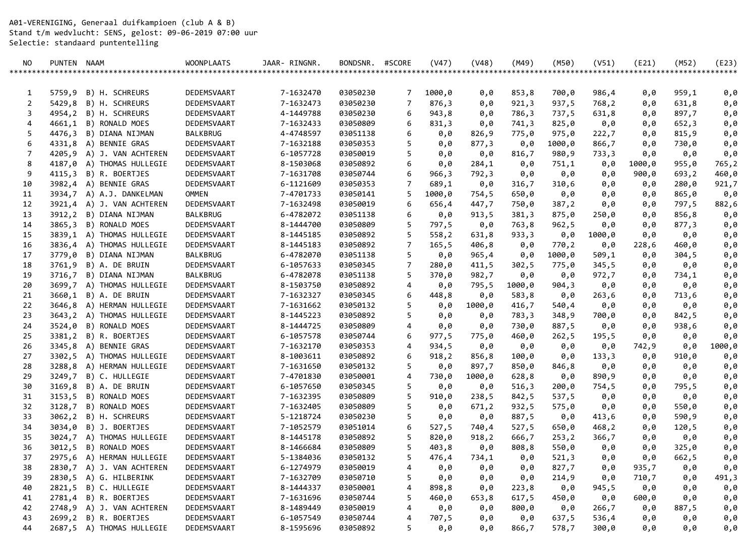A01-VERENIGING, Generaal duifkampioen (club A & B)
Stand t/m wedvlucht: SENS, gelost: 09-06-2019 07:00 uur
Selectie: standaard puntentelling

| NO | PUNTEN | NAAM | WOONPLAATS | JAAR- RINGNR. | BONDSNR. | #SCORE | (V47) | (V48) | (M49) | (M50) | (V51) | (E21) | (M52) | (E23) |
|---|---|---|---|---|---|---|---|---|---|---|---|---|---|---|
| 1 | 5759,9 | B) H. SCHREURS | DEDEMSVAART | 7-1632470 | 03050230 | 7 | 1000,0 | 0,0 | 853,8 | 700,0 | 986,4 | 0,0 | 959,1 | 0,0 |
| 2 | 5429,8 | B) H. SCHREURS | DEDEMSVAART | 7-1632473 | 03050230 | 7 | 876,3 | 0,0 | 921,3 | 937,5 | 768,2 | 0,0 | 631,8 | 0,0 |
| 3 | 4954,2 | B) H. SCHREURS | DEDEMSVAART | 4-1449788 | 03050230 | 6 | 943,8 | 0,0 | 786,3 | 737,5 | 631,8 | 0,0 | 897,7 | 0,0 |
| 4 | 4661,1 | B) RONALD MOES | DEDEMSVAART | 7-1632433 | 03050809 | 6 | 831,3 | 0,0 | 741,3 | 825,0 | 0,0 | 0,0 | 652,3 | 0,0 |
| 5 | 4476,3 | B) DIANA NIJMAN | BALKBRUG | 4-4748597 | 03051138 | 6 | 0,0 | 826,9 | 775,0 | 975,0 | 222,7 | 0,0 | 815,9 | 0,0 |
| 6 | 4331,8 | A) BENNIE GRAS | DEDEMSVAART | 7-1632188 | 03050353 | 5 | 0,0 | 877,3 | 0,0 | 1000,0 | 866,7 | 0,0 | 730,0 | 0,0 |
| 7 | 4205,9 | A) J. VAN ACHTEREN | DEDEMSVAART | 6-1057728 | 03050019 | 5 | 0,0 | 0,0 | 816,7 | 980,9 | 733,3 | 0,0 | 0,0 | 0,0 |
| 8 | 4187,0 | A) THOMAS HULLEGIE | DEDEMSVAART | 8-1503068 | 03050892 | 6 | 0,0 | 284,1 | 0,0 | 751,1 | 0,0 | 1000,0 | 955,0 | 765,2 |
| 9 | 4115,3 | B) R. BOERTJES | DEDEMSVAART | 7-1631708 | 03050744 | 6 | 966,3 | 792,3 | 0,0 | 0,0 | 0,0 | 900,0 | 693,2 | 460,0 |
| 10 | 3982,4 | A) BENNIE GRAS | DEDEMSVAART | 6-1121609 | 03050353 | 7 | 689,1 | 0,0 | 316,7 | 310,6 | 0,0 | 0,0 | 280,0 | 921,7 |
| 11 | 3934,7 | A) A.J. DANKELMAN | OMMEN | 7-4701733 | 03050141 | 5 | 1000,0 | 754,5 | 650,0 | 0,0 | 0,0 | 0,0 | 865,0 | 0,0 |
| 12 | 3921,4 | A) J. VAN ACHTEREN | DEDEMSVAART | 7-1632498 | 03050019 | 6 | 656,4 | 447,7 | 750,0 | 387,2 | 0,0 | 0,0 | 797,5 | 882,6 |
| 13 | 3912,2 | B) DIANA NIJMAN | BALKBRUG | 6-4782072 | 03051138 | 6 | 0,0 | 913,5 | 381,3 | 875,0 | 250,0 | 0,0 | 856,8 | 0,0 |
| 14 | 3865,3 | B) RONALD MOES | DEDEMSVAART | 8-1444700 | 03050809 | 5 | 797,5 | 0,0 | 763,8 | 962,5 | 0,0 | 0,0 | 877,3 | 0,0 |
| 15 | 3839,1 | A) THOMAS HULLEGIE | DEDEMSVAART | 8-1445185 | 03050892 | 5 | 558,2 | 631,8 | 933,3 | 0,0 | 1000,0 | 0,0 | 0,0 | 0,0 |
| 16 | 3836,4 | A) THOMAS HULLEGIE | DEDEMSVAART | 8-1445183 | 03050892 | 7 | 165,5 | 406,8 | 0,0 | 770,2 | 0,0 | 228,6 | 460,0 | 0,0 |
| 17 | 3779,0 | B) DIANA NIJMAN | BALKBRUG | 6-4782070 | 03051138 | 5 | 0,0 | 965,4 | 0,0 | 1000,0 | 509,1 | 0,0 | 304,5 | 0,0 |
| 18 | 3761,9 | B) A. DE BRUIN | DEDEMSVAART | 6-1057633 | 03050345 | 7 | 280,0 | 411,5 | 302,5 | 775,0 | 345,5 | 0,0 | 0,0 | 0,0 |
| 19 | 3716,7 | B) DIANA NIJMAN | BALKBRUG | 6-4782078 | 03051138 | 5 | 370,0 | 982,7 | 0,0 | 0,0 | 972,7 | 0,0 | 734,1 | 0,0 |
| 20 | 3699,7 | A) THOMAS HULLEGIE | DEDEMSVAART | 8-1503750 | 03050892 | 4 | 0,0 | 795,5 | 1000,0 | 904,3 | 0,0 | 0,0 | 0,0 | 0,0 |
| 21 | 3660,1 | B) A. DE BRUIN | DEDEMSVAART | 7-1632327 | 03050345 | 6 | 448,8 | 0,0 | 583,8 | 0,0 | 263,6 | 0,0 | 713,6 | 0,0 |
| 22 | 3646,8 | A) HERMAN HULLEGIE | DEDEMSVAART | 7-1631662 | 03050132 | 5 | 0,0 | 1000,0 | 416,7 | 540,4 | 0,0 | 0,0 | 0,0 | 0,0 |
| 23 | 3643,2 | A) THOMAS HULLEGIE | DEDEMSVAART | 8-1445223 | 03050892 | 5 | 0,0 | 0,0 | 783,3 | 348,9 | 700,0 | 0,0 | 842,5 | 0,0 |
| 24 | 3524,0 | B) RONALD MOES | DEDEMSVAART | 8-1444725 | 03050809 | 4 | 0,0 | 0,0 | 730,0 | 887,5 | 0,0 | 0,0 | 938,6 | 0,0 |
| 25 | 3381,2 | B) R. BOERTJES | DEDEMSVAART | 6-1057578 | 03050744 | 6 | 977,5 | 775,0 | 460,0 | 262,5 | 195,5 | 0,0 | 0,0 | 0,0 |
| 26 | 3345,8 | A) BENNIE GRAS | DEDEMSVAART | 7-1632170 | 03050353 | 4 | 934,5 | 0,0 | 0,0 | 0,0 | 0,0 | 742,9 | 0,0 | 1000,0 |
| 27 | 3302,5 | A) THOMAS HULLEGIE | DEDEMSVAART | 8-1003611 | 03050892 | 6 | 918,2 | 856,8 | 100,0 | 0,0 | 133,3 | 0,0 | 910,0 | 0,0 |
| 28 | 3288,8 | A) HERMAN HULLEGIE | DEDEMSVAART | 7-1631650 | 03050132 | 5 | 0,0 | 897,7 | 850,0 | 846,8 | 0,0 | 0,0 | 0,0 | 0,0 |
| 29 | 3249,7 | B) C. HULLEGIE | DEDEMSVAART | 7-4701830 | 03050001 | 4 | 730,0 | 1000,0 | 628,8 | 0,0 | 890,9 | 0,0 | 0,0 | 0,0 |
| 30 | 3169,8 | B) A. DE BRUIN | DEDEMSVAART | 6-1057650 | 03050345 | 5 | 0,0 | 0,0 | 516,3 | 200,0 | 754,5 | 0,0 | 795,5 | 0,0 |
| 31 | 3153,5 | B) RONALD MOES | DEDEMSVAART | 7-1632395 | 03050809 | 5 | 910,0 | 238,5 | 842,5 | 537,5 | 0,0 | 0,0 | 0,0 | 0,0 |
| 32 | 3128,7 | B) RONALD MOES | DEDEMSVAART | 7-1632405 | 03050809 | 5 | 0,0 | 671,2 | 932,5 | 575,0 | 0,0 | 0,0 | 550,0 | 0,0 |
| 33 | 3062,2 | B) H. SCHREURS | DEDEMSVAART | 5-1218724 | 03050230 | 5 | 0,0 | 0,0 | 887,5 | 0,0 | 413,6 | 0,0 | 590,9 | 0,0 |
| 34 | 3034,0 | B) J. BOERTJES | DEDEMSVAART | 7-1052579 | 03051014 | 6 | 527,5 | 740,4 | 527,5 | 650,0 | 468,2 | 0,0 | 120,5 | 0,0 |
| 35 | 3024,7 | A) THOMAS HULLEGIE | DEDEMSVAART | 8-1445178 | 03050892 | 5 | 820,0 | 918,2 | 666,7 | 253,2 | 366,7 | 0,0 | 0,0 | 0,0 |
| 36 | 3012,5 | B) RONALD MOES | DEDEMSVAART | 8-1466684 | 03050809 | 5 | 403,8 | 0,0 | 808,8 | 550,0 | 0,0 | 0,0 | 325,0 | 0,0 |
| 37 | 2975,6 | A) HERMAN HULLEGIE | DEDEMSVAART | 5-1384036 | 03050132 | 5 | 476,4 | 734,1 | 0,0 | 521,3 | 0,0 | 0,0 | 662,5 | 0,0 |
| 38 | 2830,7 | A) J. VAN ACHTEREN | DEDEMSVAART | 6-1274979 | 03050019 | 4 | 0,0 | 0,0 | 0,0 | 827,7 | 0,0 | 935,7 | 0,0 | 0,0 |
| 39 | 2830,5 | A) G. HILBERINK | DEDEMSVAART | 7-1632709 | 03050710 | 5 | 0,0 | 0,0 | 0,0 | 214,9 | 0,0 | 710,7 | 0,0 | 491,3 |
| 40 | 2821,5 | B) C. HULLEGIE | DEDEMSVAART | 8-1444337 | 03050001 | 4 | 898,8 | 0,0 | 223,8 | 0,0 | 945,5 | 0,0 | 0,0 | 0,0 |
| 41 | 2781,4 | B) R. BOERTJES | DEDEMSVAART | 7-1631696 | 03050744 | 5 | 460,0 | 653,8 | 617,5 | 450,0 | 0,0 | 600,0 | 0,0 | 0,0 |
| 42 | 2748,9 | A) J. VAN ACHTEREN | DEDEMSVAART | 8-1489449 | 03050019 | 4 | 0,0 | 0,0 | 800,0 | 0,0 | 266,7 | 0,0 | 887,5 | 0,0 |
| 43 | 2699,2 | B) R. BOERTJES | DEDEMSVAART | 6-1057549 | 03050744 | 4 | 707,5 | 0,0 | 0,0 | 637,5 | 536,4 | 0,0 | 0,0 | 0,0 |
| 44 | 2687,5 | A) THOMAS HULLEGIE | DEDEMSVAART | 8-1595696 | 03050892 | 5 | 0,0 | 0,0 | 866,7 | 578,7 | 300,0 | 0,0 | 0,0 | 0,0 |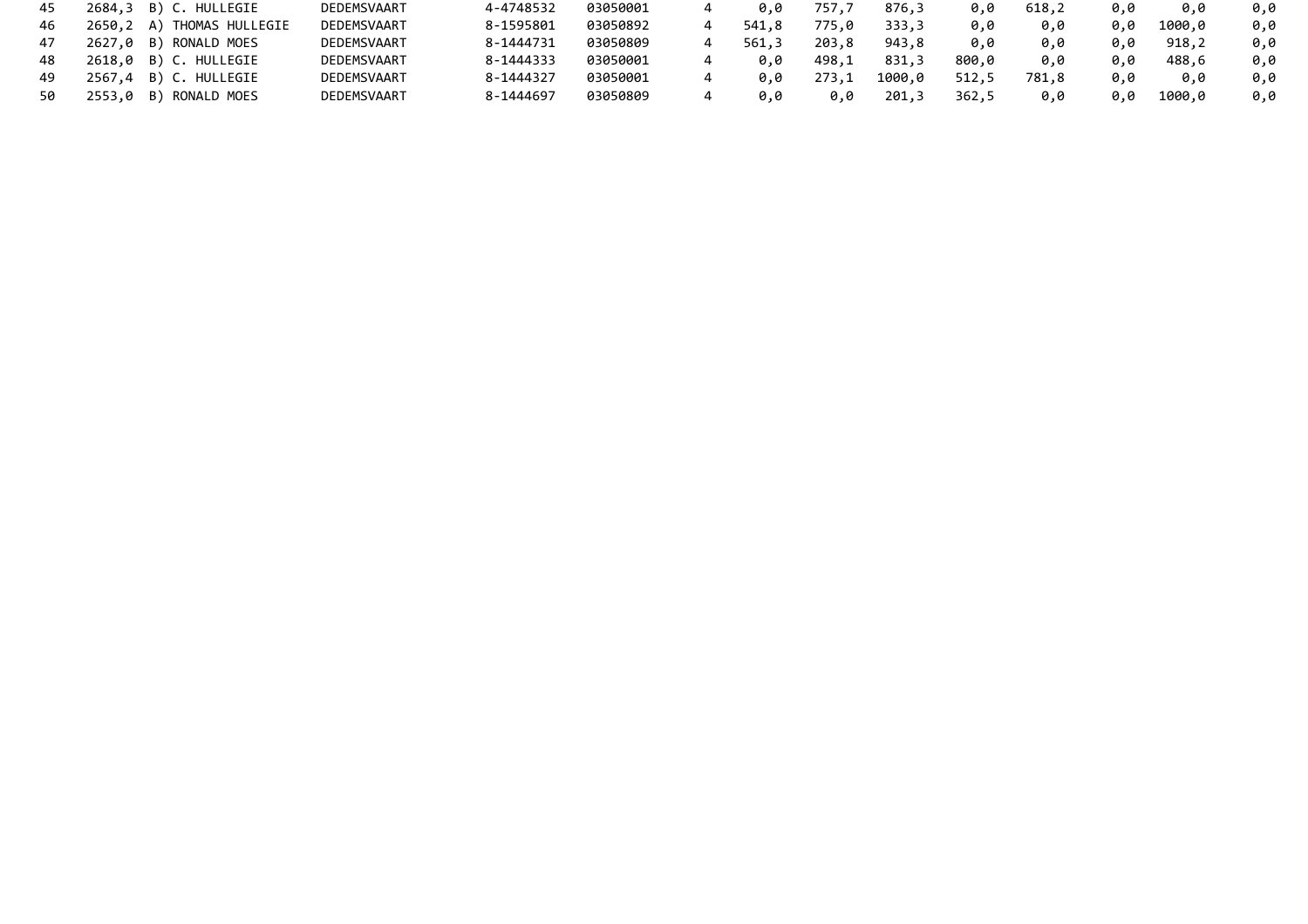| 45 | 2684,3 | B) C. HULLEGIE | DEDEMSVAART | 4-4748532 | 03050001 | 4 | 0,0 | 757,7 | 876,3 | 0,0 | 618,2 | 0,0 | 0,0 | 0,0 |
|---|---|---|---|---|---|---|---|---|---|---|---|---|---|---|
| 46 | 2650,2 | A) THOMAS HULLEGIE | DEDEMSVAART | 8-1595801 | 03050892 | 4 | 541,8 | 775,0 | 333,3 | 0,0 | 0,0 | 0,0 | 1000,0 | 0,0 |
| 47 | 2627,0 | B) RONALD MOES | DEDEMSVAART | 8-1444731 | 03050809 | 4 | 561,3 | 203,8 | 943,8 | 0,0 | 0,0 | 0,0 | 918,2 | 0,0 |
| 48 | 2618,0 | B) C. HULLEGIE | DEDEMSVAART | 8-1444333 | 03050001 | 4 | 0,0 | 498,1 | 831,3 | 800,0 | 0,0 | 0,0 | 488,6 | 0,0 |
| 49 | 2567,4 | B) C. HULLEGIE | DEDEMSVAART | 8-1444327 | 03050001 | 4 | 0,0 | 273,1 | 1000,0 | 512,5 | 781,8 | 0,0 | 0,0 | 0,0 |
| 50 | 2553,0 | B) RONALD MOES | DEDEMSVAART | 8-1444697 | 03050809 | 4 | 0,0 | 0,0 | 201,3 | 362,5 | 0,0 | 0,0 | 1000,0 | 0,0 |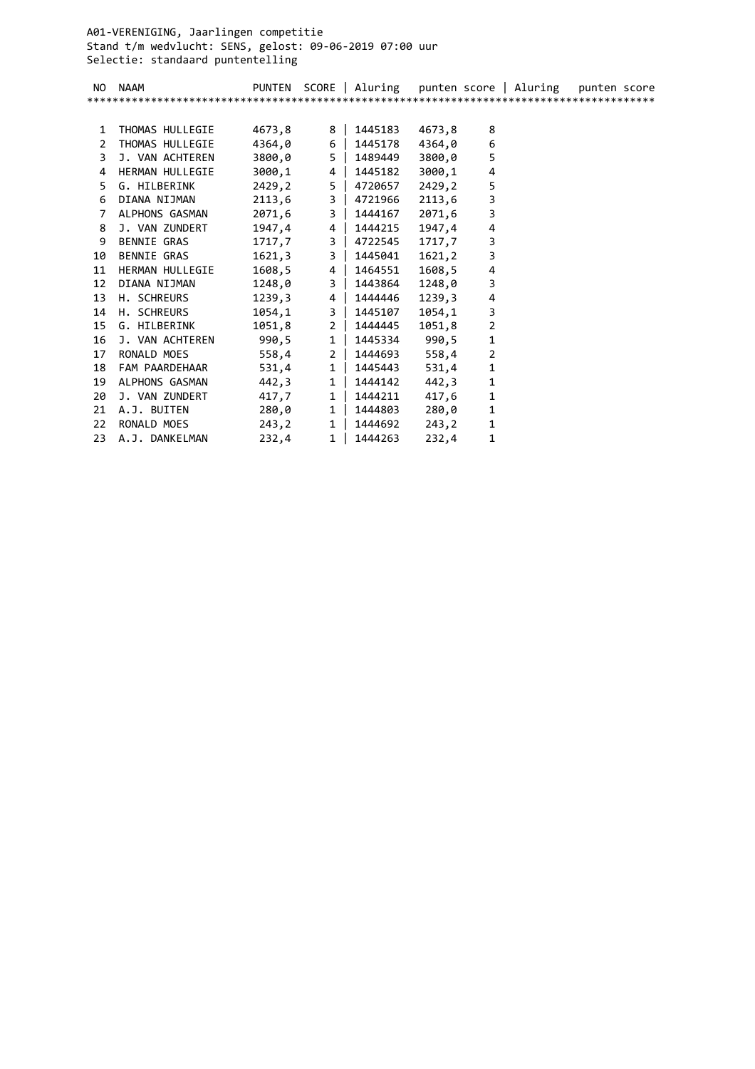A01-VERENIGING, Jaarlingen competitie
Stand t/m wedvlucht: SENS, gelost: 09-06-2019 07:00 uur
Selectie: standaard puntentelling

| NO | NAAM | PUNTEN | SCORE | Aluring | punten | score | Aluring | punten | score |
|---|---|---|---|---|---|---|---|---|---|
| 1 | THOMAS HULLEGIE | 4673,8 | 8 | 1445183 | 4673,8 | 8 | | | |
| 2 | THOMAS HULLEGIE | 4364,0 | 6 | 1445178 | 4364,0 | 6 | | | |
| 3 | J. VAN ACHTEREN | 3800,0 | 5 | 1489449 | 3800,0 | 5 | | | |
| 4 | HERMAN HULLEGIE | 3000,1 | 4 | 1445182 | 3000,1 | 4 | | | |
| 5 | G. HILBERINK | 2429,2 | 5 | 4720657 | 2429,2 | 5 | | | |
| 6 | DIANA NIJMAN | 2113,6 | 3 | 4721966 | 2113,6 | 3 | | | |
| 7 | ALPHONS GASMAN | 2071,6 | 3 | 1444167 | 2071,6 | 3 | | | |
| 8 | J. VAN ZUNDERT | 1947,4 | 4 | 1444215 | 1947,4 | 4 | | | |
| 9 | BENNIE GRAS | 1717,7 | 3 | 4722545 | 1717,7 | 3 | | | |
| 10 | BENNIE GRAS | 1621,3 | 3 | 1445041 | 1621,2 | 3 | | | |
| 11 | HERMAN HULLEGIE | 1608,5 | 4 | 1464551 | 1608,5 | 4 | | | |
| 12 | DIANA NIJMAN | 1248,0 | 3 | 1443864 | 1248,0 | 3 | | | |
| 13 | H. SCHREURS | 1239,3 | 4 | 1444446 | 1239,3 | 4 | | | |
| 14 | H. SCHREURS | 1054,1 | 3 | 1445107 | 1054,1 | 3 | | | |
| 15 | G. HILBERINK | 1051,8 | 2 | 1444445 | 1051,8 | 2 | | | |
| 16 | J. VAN ACHTEREN | 990,5 | 1 | 1445334 | 990,5 | 1 | | | |
| 17 | RONALD MOES | 558,4 | 2 | 1444693 | 558,4 | 2 | | | |
| 18 | FAM PAARDEHAAR | 531,4 | 1 | 1445443 | 531,4 | 1 | | | |
| 19 | ALPHONS GASMAN | 442,3 | 1 | 1444142 | 442,3 | 1 | | | |
| 20 | J. VAN ZUNDERT | 417,7 | 1 | 1444211 | 417,6 | 1 | | | |
| 21 | A.J. BUITEN | 280,0 | 1 | 1444803 | 280,0 | 1 | | | |
| 22 | RONALD MOES | 243,2 | 1 | 1444692 | 243,2 | 1 | | | |
| 23 | A.J. DANKELMAN | 232,4 | 1 | 1444263 | 232,4 | 1 | | | |